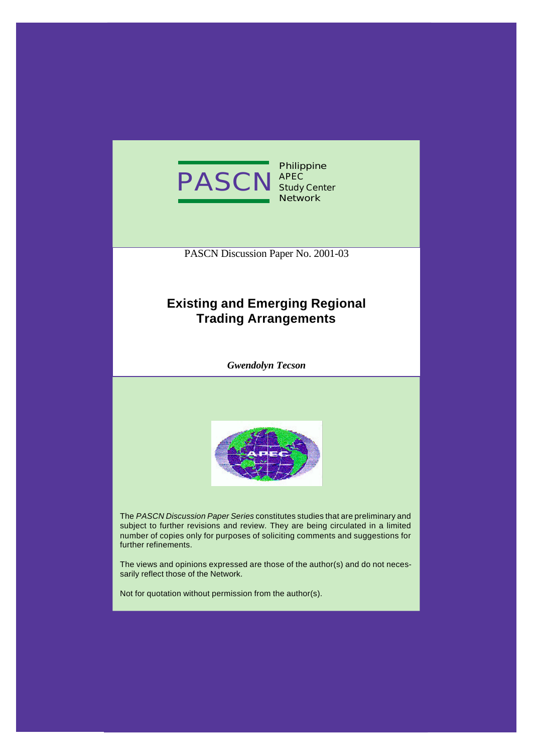PASCN Philippine APEC Study Center Network

PASCN Discussion Paper No. 2001-03

# Existing and Emerging Regional Trading Arrangements

***Gwendolyn Tecson***

The *PASCN Discussion Paper Series* constitutes studies that are preliminary and subject to further revisions and review. They are being circulated in a limited number of copies only for purposes of soliciting comments and suggestions for further refinements.

The views and opinions expressed are those of the author(s) and do not necessarily reflect those of the Network.

Not for quotation without permission from the author(s).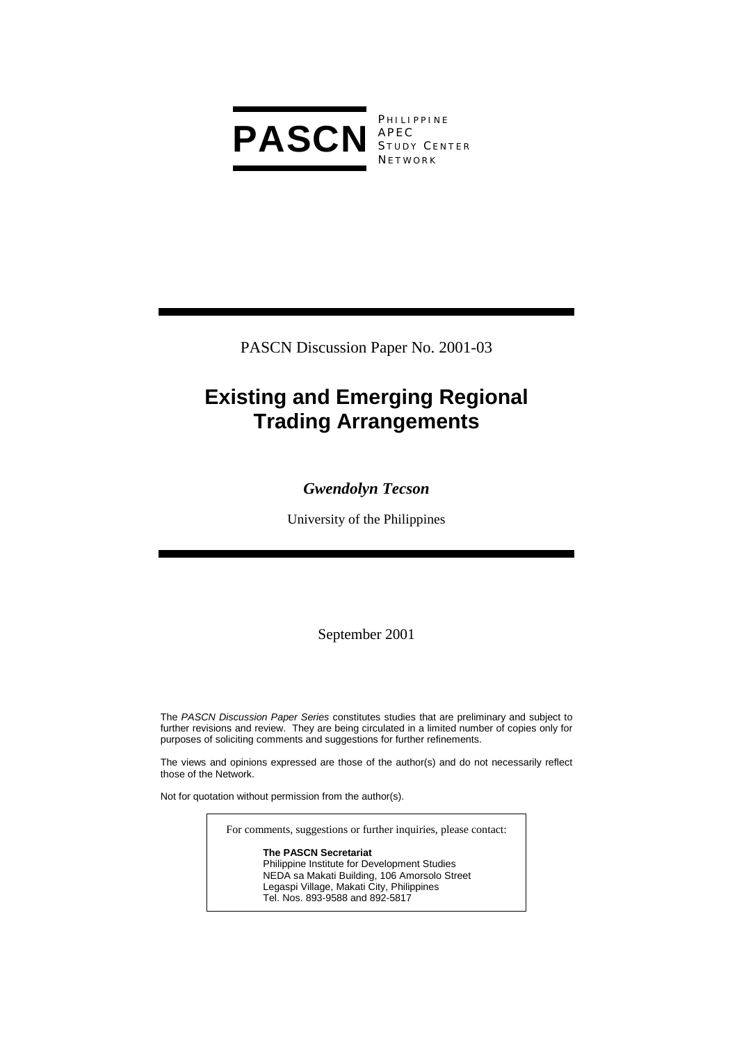**PASCN** PHILIPPINE APEC STUDY CENTER NETWORK

PASCN Discussion Paper No. 2001-03

# Existing and Emerging Regional Trading Arrangements

***Gwendolyn Tecson***

University of the Philippines

September 2001

The *PASCN Discussion Paper Series* constitutes studies that are preliminary and subject to further revisions and review. They are being circulated in a limited number of copies only for purposes of soliciting comments and suggestions for further refinements.

The views and opinions expressed are those of the author(s) and do not necessarily reflect those of the Network.

Not for quotation without permission from the author(s).

For comments, suggestions or further inquiries, please contact:

**The PASCN Secretariat**
Philippine Institute for Development Studies
NEDA sa Makati Building, 106 Amorsolo Street
Legaspi Village, Makati City, Philippines
Tel. Nos. 893-9588 and 892-5817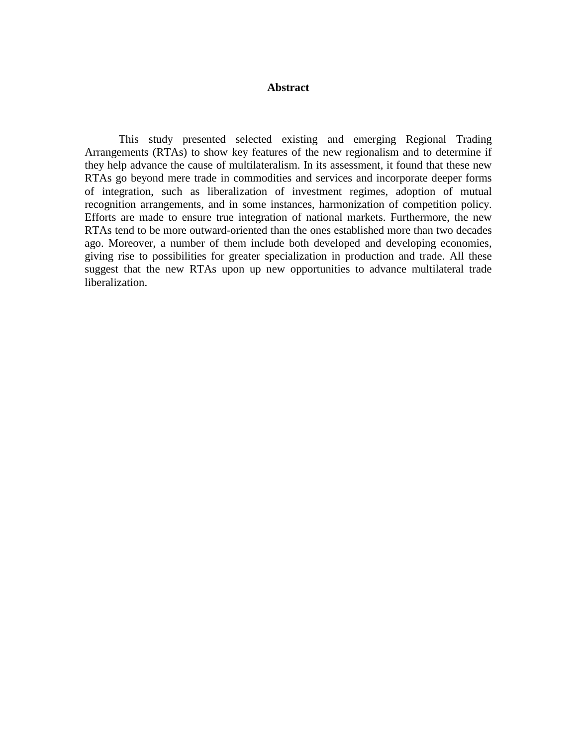# Abstract

This study presented selected existing and emerging Regional Trading Arrangements (RTAs) to show key features of the new regionalism and to determine if they help advance the cause of multilateralism. In its assessment, it found that these new RTAs go beyond mere trade in commodities and services and incorporate deeper forms of integration, such as liberalization of investment regimes, adoption of mutual recognition arrangements, and in some instances, harmonization of competition policy. Efforts are made to ensure true integration of national markets. Furthermore, the new RTAs tend to be more outward-oriented than the ones established more than two decades ago. Moreover, a number of them include both developed and developing economies, giving rise to possibilities for greater specialization in production and trade. All these suggest that the new RTAs upon up new opportunities to advance multilateral trade liberalization.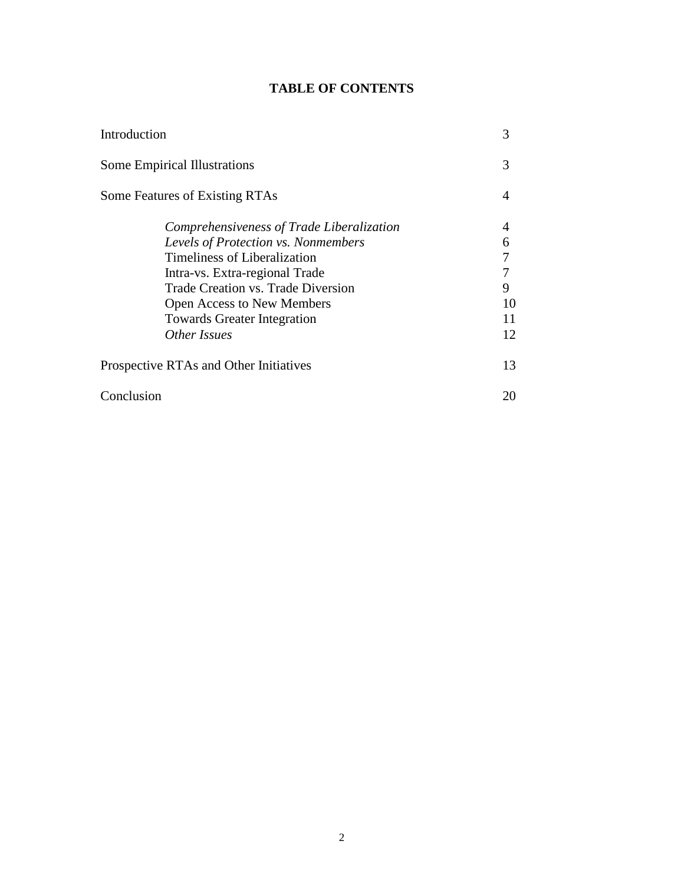# TABLE OF CONTENTS

| | |
|---|---|
| Introduction | 3 |
| Some Empirical Illustrations | 3 |
| Some Features of Existing RTAs | 4 |
| *Comprehensiveness of Trade Liberalization* | 4 |
| *Levels of Protection vs. Nonmembers* | 6 |
| Timeliness of Liberalization | 7 |
| Intra-vs. Extra-regional Trade | 7 |
| Trade Creation vs. Trade Diversion | 9 |
| Open Access to New Members | 10 |
| Towards Greater Integration | 11 |
| *Other Issues* | 12 |
| Prospective RTAs and Other Initiatives | 13 |
| Conclusion | 20 |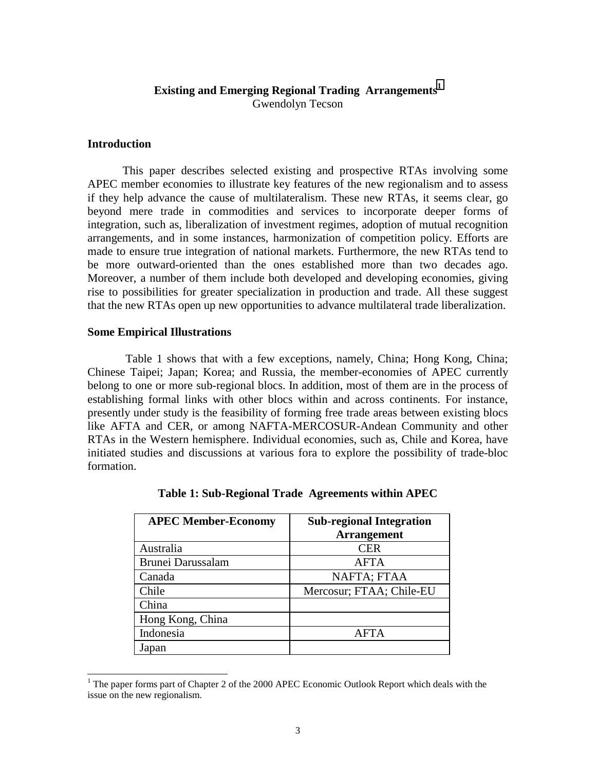# Existing and Emerging Regional Trading Arrangements[1]

Gwendolyn Tecson

## Introduction

This paper describes selected existing and prospective RTAs involving some APEC member economies to illustrate key features of the new regionalism and to assess if they help advance the cause of multilateralism. These new RTAs, it seems clear, go beyond mere trade in commodities and services to incorporate deeper forms of integration, such as, liberalization of investment regimes, adoption of mutual recognition arrangements, and in some instances, harmonization of competition policy. Efforts are made to ensure true integration of national markets. Furthermore, the new RTAs tend to be more outward-oriented than the ones established more than two decades ago. Moreover, a number of them include both developed and developing economies, giving rise to possibilities for greater specialization in production and trade. All these suggest that the new RTAs open up new opportunities to advance multilateral trade liberalization.

## Some Empirical Illustrations

Table 1 shows that with a few exceptions, namely, China; Hong Kong, China; Chinese Taipei; Japan; Korea; and Russia, the member-economies of APEC currently belong to one or more sub-regional blocs. In addition, most of them are in the process of establishing formal links with other blocs within and across continents. For instance, presently under study is the feasibility of forming free trade areas between existing blocs like AFTA and CER, or among NAFTA-MERCOSUR-Andean Community and other RTAs in the Western hemisphere. Individual economies, such as, Chile and Korea, have initiated studies and discussions at various fora to explore the possibility of trade-bloc formation.

**Table 1: Sub-Regional Trade Agreements within APEC**

| APEC Member-Economy | Sub-regional Integration Arrangement |
|---|---|
| Australia | CER |
| Brunei Darussalam | AFTA |
| Canada | NAFTA; FTAA |
| Chile | Mercosur; FTAA; Chile-EU |
| China | |
| Hong Kong, China | |
| Indonesia | AFTA |
| Japan | |

[1] The paper forms part of Chapter 2 of the 2000 APEC Economic Outlook Report which deals with the issue on the new regionalism.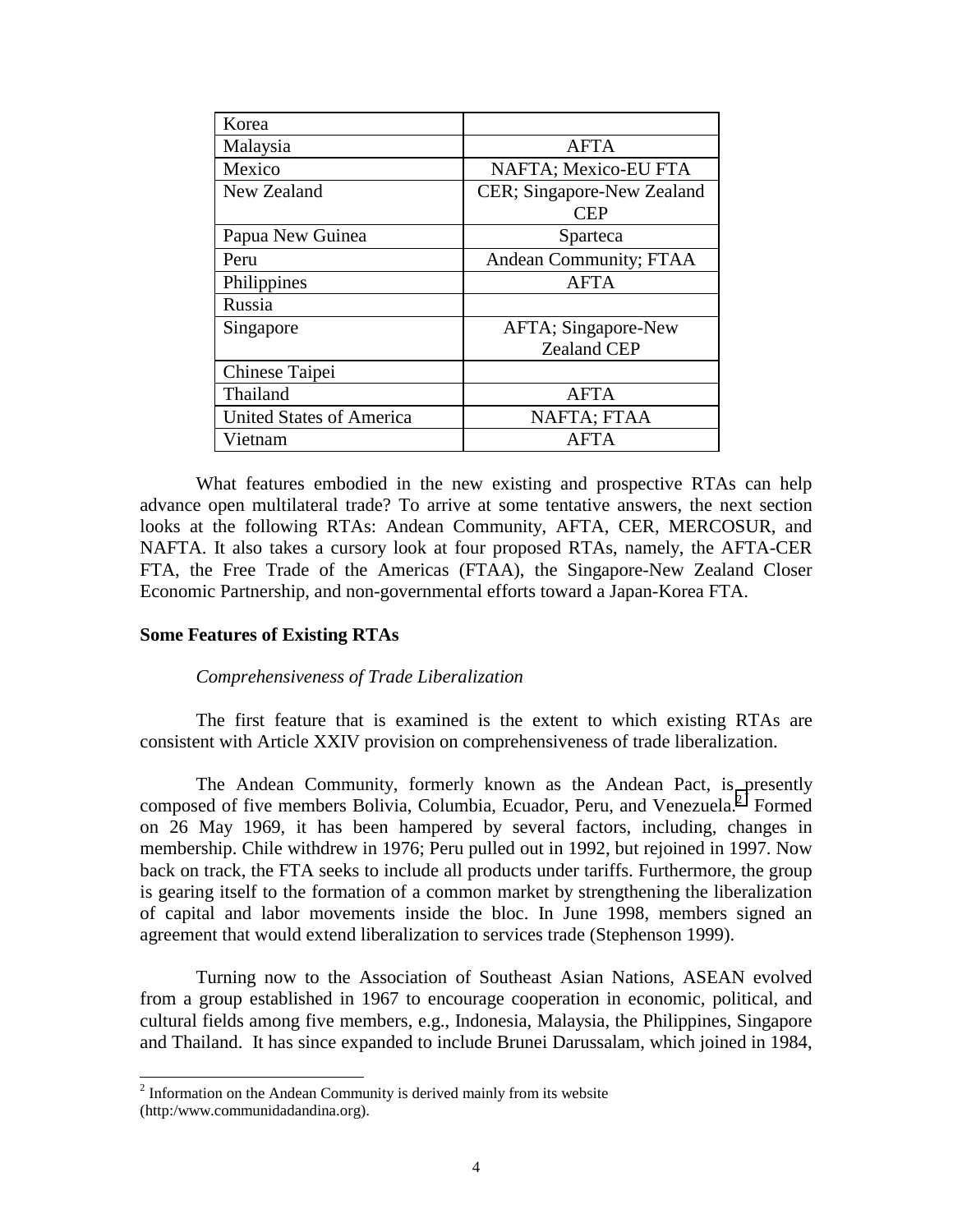| Korea | |
|---|---|
| Malaysia | AFTA |
| Mexico | NAFTA; Mexico-EU FTA |
| New Zealand | CER; Singapore-New Zealand CEP |
| Papua New Guinea | Sparteca |
| Peru | Andean Community; FTAA |
| Philippines | AFTA |
| Russia | |
| Singapore | AFTA; Singapore-New Zealand CEP |
| Chinese Taipei | |
| Thailand | AFTA |
| United States of America | NAFTA; FTAA |
| Vietnam | AFTA |

What features embodied in the new existing and prospective RTAs can help advance open multilateral trade? To arrive at some tentative answers, the next section looks at the following RTAs: Andean Community, AFTA, CER, MERCOSUR, and NAFTA. It also takes a cursory look at four proposed RTAs, namely, the AFTA-CER FTA, the Free Trade of the Americas (FTAA), the Singapore-New Zealand Closer Economic Partnership, and non-governmental efforts toward a Japan-Korea FTA.

**Some Features of Existing RTAs**

*Comprehensiveness of Trade Liberalization*

The first feature that is examined is the extent to which existing RTAs are consistent with Article XXIV provision on comprehensiveness of trade liberalization.

The Andean Community, formerly known as the Andean Pact, is presently composed of five members Bolivia, Columbia, Ecuador, Peru, and Venezuela.[2] Formed on 26 May 1969, it has been hampered by several factors, including, changes in membership. Chile withdrew in 1976; Peru pulled out in 1992, but rejoined in 1997. Now back on track, the FTA seeks to include all products under tariffs. Furthermore, the group is gearing itself to the formation of a common market by strengthening the liberalization of capital and labor movements inside the bloc. In June 1998, members signed an agreement that would extend liberalization to services trade (Stephenson 1999).

Turning now to the Association of Southeast Asian Nations, ASEAN evolved from a group established in 1967 to encourage cooperation in economic, political, and cultural fields among five members, e.g., Indonesia, Malaysia, the Philippines, Singapore and Thailand. It has since expanded to include Brunei Darussalam, which joined in 1984,

[2] Information on the Andean Community is derived mainly from its website (http:/www.communidadandina.org).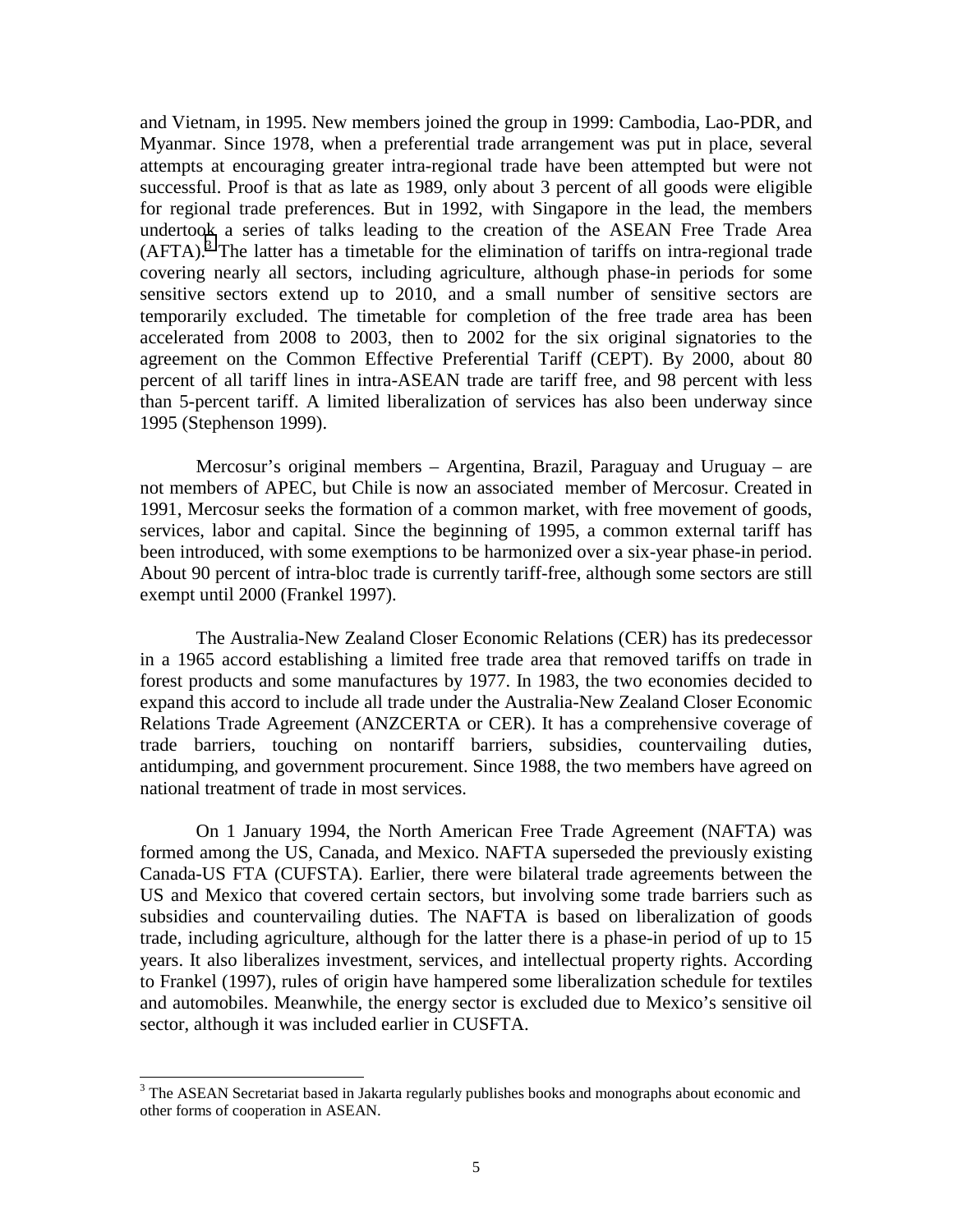and Vietnam, in 1995. New members joined the group in 1999: Cambodia, Lao-PDR, and Myanmar. Since 1978, when a preferential trade arrangement was put in place, several attempts at encouraging greater intra-regional trade have been attempted but were not successful. Proof is that as late as 1989, only about 3 percent of all goods were eligible for regional trade preferences. But in 1992, with Singapore in the lead, the members undertook a series of talks leading to the creation of the ASEAN Free Trade Area (AFTA).[3] The latter has a timetable for the elimination of tariffs on intra-regional trade covering nearly all sectors, including agriculture, although phase-in periods for some sensitive sectors extend up to 2010, and a small number of sensitive sectors are temporarily excluded. The timetable for completion of the free trade area has been accelerated from 2008 to 2003, then to 2002 for the six original signatories to the agreement on the Common Effective Preferential Tariff (CEPT). By 2000, about 80 percent of all tariff lines in intra-ASEAN trade are tariff free, and 98 percent with less than 5-percent tariff. A limited liberalization of services has also been underway since 1995 (Stephenson 1999).

Mercosur's original members – Argentina, Brazil, Paraguay and Uruguay – are not members of APEC, but Chile is now an associated member of Mercosur. Created in 1991, Mercosur seeks the formation of a common market, with free movement of goods, services, labor and capital. Since the beginning of 1995, a common external tariff has been introduced, with some exemptions to be harmonized over a six-year phase-in period. About 90 percent of intra-bloc trade is currently tariff-free, although some sectors are still exempt until 2000 (Frankel 1997).

The Australia-New Zealand Closer Economic Relations (CER) has its predecessor in a 1965 accord establishing a limited free trade area that removed tariffs on trade in forest products and some manufactures by 1977. In 1983, the two economies decided to expand this accord to include all trade under the Australia-New Zealand Closer Economic Relations Trade Agreement (ANZCERTA or CER). It has a comprehensive coverage of trade barriers, touching on nontariff barriers, subsidies, countervailing duties, antidumping, and government procurement. Since 1988, the two members have agreed on national treatment of trade in most services.

On 1 January 1994, the North American Free Trade Agreement (NAFTA) was formed among the US, Canada, and Mexico. NAFTA superseded the previously existing Canada-US FTA (CUFSTA). Earlier, there were bilateral trade agreements between the US and Mexico that covered certain sectors, but involving some trade barriers such as subsidies and countervailing duties. The NAFTA is based on liberalization of goods trade, including agriculture, although for the latter there is a phase-in period of up to 15 years. It also liberalizes investment, services, and intellectual property rights. According to Frankel (1997), rules of origin have hampered some liberalization schedule for textiles and automobiles. Meanwhile, the energy sector is excluded due to Mexico's sensitive oil sector, although it was included earlier in CUSFTA.

[3] The ASEAN Secretariat based in Jakarta regularly publishes books and monographs about economic and other forms of cooperation in ASEAN.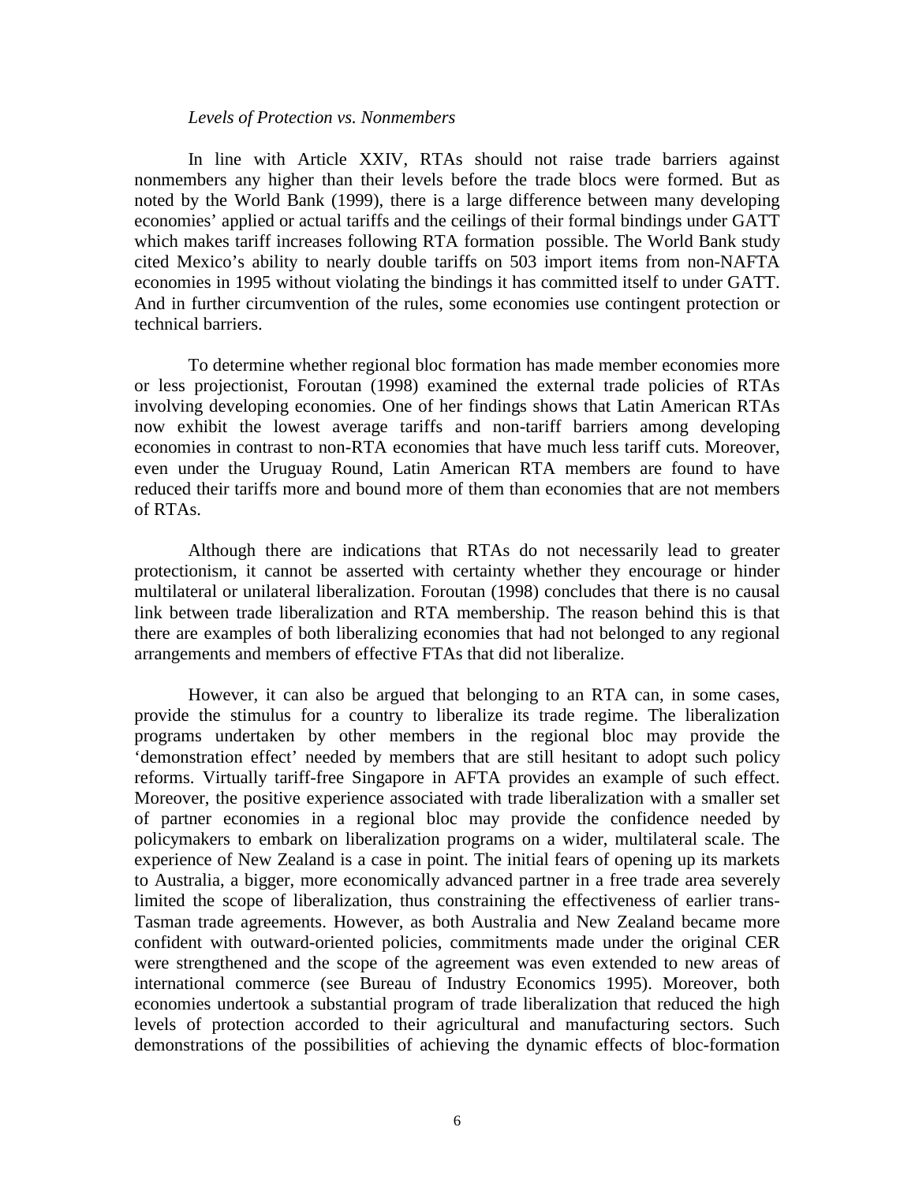*Levels of Protection vs. Nonmembers*

In line with Article XXIV, RTAs should not raise trade barriers against nonmembers any higher than their levels before the trade blocs were formed. But as noted by the World Bank (1999), there is a large difference between many developing economies' applied or actual tariffs and the ceilings of their formal bindings under GATT which makes tariff increases following RTA formation possible. The World Bank study cited Mexico's ability to nearly double tariffs on 503 import items from non-NAFTA economies in 1995 without violating the bindings it has committed itself to under GATT. And in further circumvention of the rules, some economies use contingent protection or technical barriers.

To determine whether regional bloc formation has made member economies more or less projectionist, Foroutan (1998) examined the external trade policies of RTAs involving developing economies. One of her findings shows that Latin American RTAs now exhibit the lowest average tariffs and non-tariff barriers among developing economies in contrast to non-RTA economies that have much less tariff cuts. Moreover, even under the Uruguay Round, Latin American RTA members are found to have reduced their tariffs more and bound more of them than economies that are not members of RTAs.

Although there are indications that RTAs do not necessarily lead to greater protectionism, it cannot be asserted with certainty whether they encourage or hinder multilateral or unilateral liberalization. Foroutan (1998) concludes that there is no causal link between trade liberalization and RTA membership. The reason behind this is that there are examples of both liberalizing economies that had not belonged to any regional arrangements and members of effective FTAs that did not liberalize.

However, it can also be argued that belonging to an RTA can, in some cases, provide the stimulus for a country to liberalize its trade regime. The liberalization programs undertaken by other members in the regional bloc may provide the 'demonstration effect' needed by members that are still hesitant to adopt such policy reforms. Virtually tariff-free Singapore in AFTA provides an example of such effect. Moreover, the positive experience associated with trade liberalization with a smaller set of partner economies in a regional bloc may provide the confidence needed by policymakers to embark on liberalization programs on a wider, multilateral scale. The experience of New Zealand is a case in point. The initial fears of opening up its markets to Australia, a bigger, more economically advanced partner in a free trade area severely limited the scope of liberalization, thus constraining the effectiveness of earlier trans-Tasman trade agreements. However, as both Australia and New Zealand became more confident with outward-oriented policies, commitments made under the original CER were strengthened and the scope of the agreement was even extended to new areas of international commerce (see Bureau of Industry Economics 1995). Moreover, both economies undertook a substantial program of trade liberalization that reduced the high levels of protection accorded to their agricultural and manufacturing sectors. Such demonstrations of the possibilities of achieving the dynamic effects of bloc-formation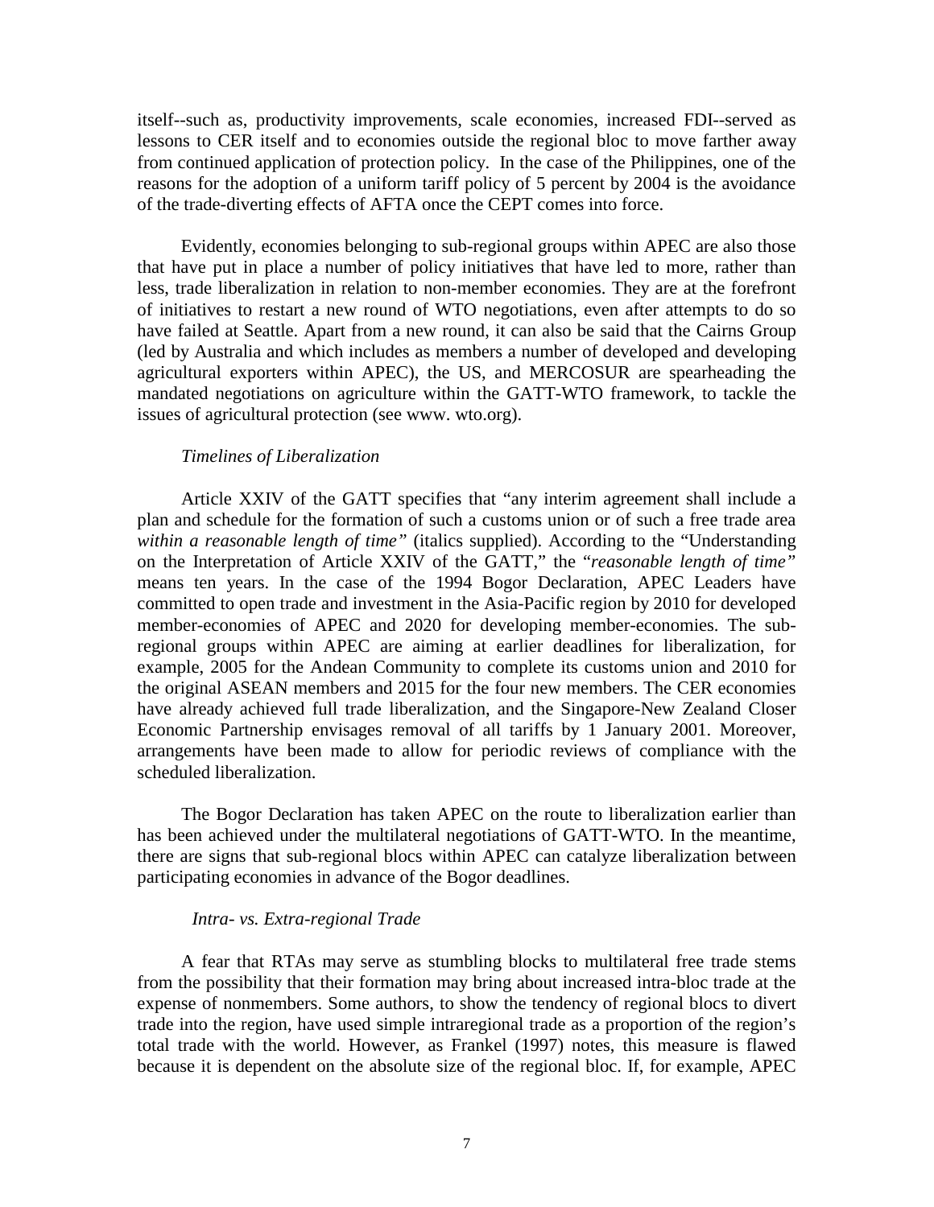itself--such as, productivity improvements, scale economies, increased FDI--served as lessons to CER itself and to economies outside the regional bloc to move farther away from continued application of protection policy. In the case of the Philippines, one of the reasons for the adoption of a uniform tariff policy of 5 percent by 2004 is the avoidance of the trade-diverting effects of AFTA once the CEPT comes into force.

Evidently, economies belonging to sub-regional groups within APEC are also those that have put in place a number of policy initiatives that have led to more, rather than less, trade liberalization in relation to non-member economies. They are at the forefront of initiatives to restart a new round of WTO negotiations, even after attempts to do so have failed at Seattle. Apart from a new round, it can also be said that the Cairns Group (led by Australia and which includes as members a number of developed and developing agricultural exporters within APEC), the US, and MERCOSUR are spearheading the mandated negotiations on agriculture within the GATT-WTO framework, to tackle the issues of agricultural protection (see www. wto.org).

*Timelines of Liberalization*

Article XXIV of the GATT specifies that "any interim agreement shall include a plan and schedule for the formation of such a customs union or of such a free trade area *within a reasonable length of time"* (italics supplied). According to the "Understanding on the Interpretation of Article XXIV of the GATT," the "*reasonable length of time"* means ten years. In the case of the 1994 Bogor Declaration, APEC Leaders have committed to open trade and investment in the Asia-Pacific region by 2010 for developed member-economies of APEC and 2020 for developing member-economies. The sub-regional groups within APEC are aiming at earlier deadlines for liberalization, for example, 2005 for the Andean Community to complete its customs union and 2010 for the original ASEAN members and 2015 for the four new members. The CER economies have already achieved full trade liberalization, and the Singapore-New Zealand Closer Economic Partnership envisages removal of all tariffs by 1 January 2001. Moreover, arrangements have been made to allow for periodic reviews of compliance with the scheduled liberalization.

The Bogor Declaration has taken APEC on the route to liberalization earlier than has been achieved under the multilateral negotiations of GATT-WTO. In the meantime, there are signs that sub-regional blocs within APEC can catalyze liberalization between participating economies in advance of the Bogor deadlines.

*Intra- vs. Extra-regional Trade*

A fear that RTAs may serve as stumbling blocks to multilateral free trade stems from the possibility that their formation may bring about increased intra-bloc trade at the expense of nonmembers. Some authors, to show the tendency of regional blocs to divert trade into the region, have used simple intraregional trade as a proportion of the region's total trade with the world. However, as Frankel (1997) notes, this measure is flawed because it is dependent on the absolute size of the regional bloc. If, for example, APEC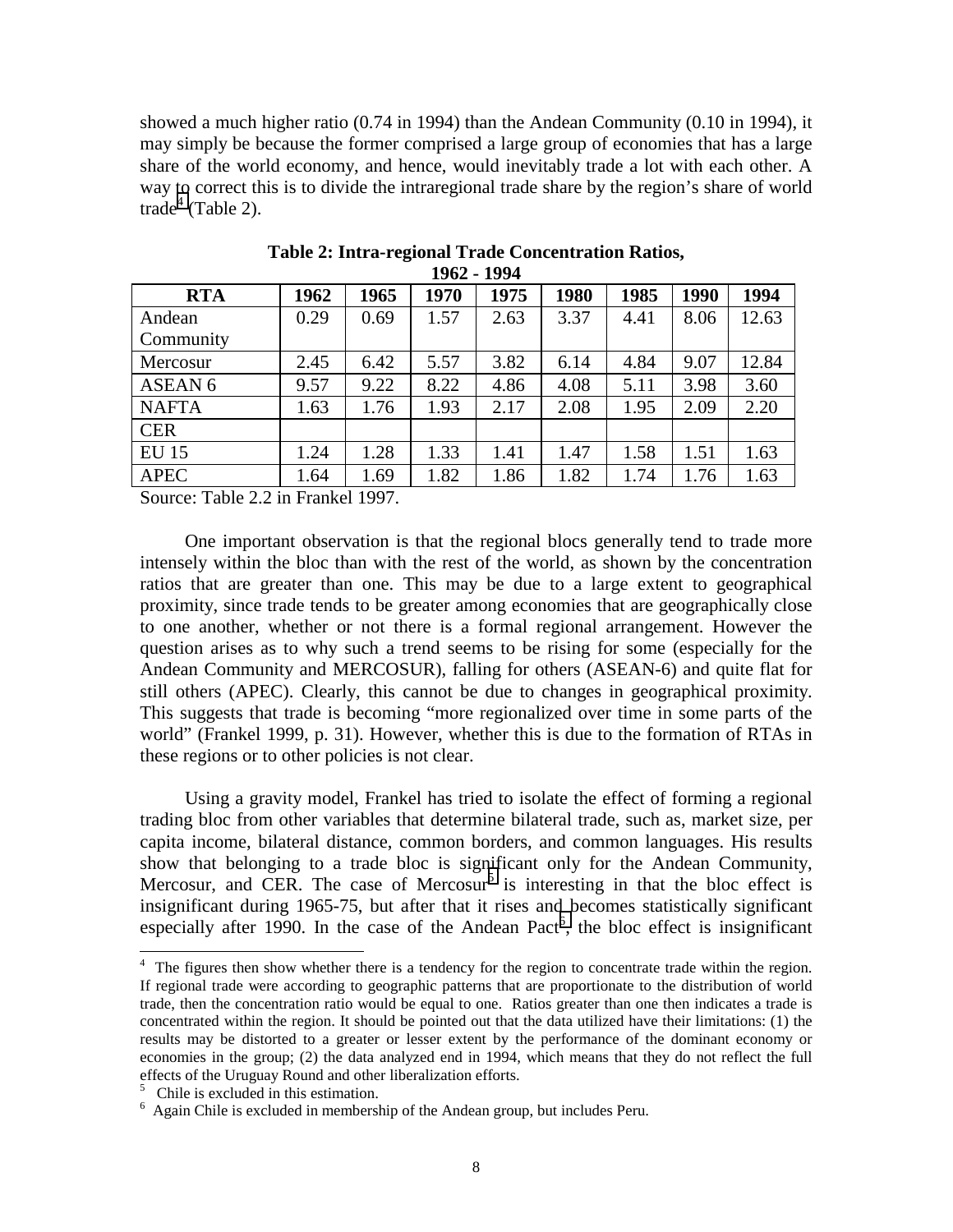showed a much higher ratio (0.74 in 1994) than the Andean Community (0.10 in 1994), it may simply be because the former comprised a large group of economies that has a large share of the world economy, and hence, would inevitably trade a lot with each other. A way to correct this is to divide the intraregional trade share by the region's share of world trade[4] (Table 2).

**Table 2: Intra-regional Trade Concentration Ratios, 1962 - 1994**

| RTA | 1962 | 1965 | 1970 | 1975 | 1980 | 1985 | 1990 | 1994 |
|---|---|---|---|---|---|---|---|---|
| Andean Community | 0.29 | 0.69 | 1.57 | 2.63 | 3.37 | 4.41 | 8.06 | 12.63 |
| Mercosur | 2.45 | 6.42 | 5.57 | 3.82 | 6.14 | 4.84 | 9.07 | 12.84 |
| ASEAN 6 | 9.57 | 9.22 | 8.22 | 4.86 | 4.08 | 5.11 | 3.98 | 3.60 |
| NAFTA | 1.63 | 1.76 | 1.93 | 2.17 | 2.08 | 1.95 | 2.09 | 2.20 |
| CER | | | | | | | | |
| EU 15 | 1.24 | 1.28 | 1.33 | 1.41 | 1.47 | 1.58 | 1.51 | 1.63 |
| APEC | 1.64 | 1.69 | 1.82 | 1.86 | 1.82 | 1.74 | 1.76 | 1.63 |

Source: Table 2.2 in Frankel 1997.

One important observation is that the regional blocs generally tend to trade more intensely within the bloc than with the rest of the world, as shown by the concentration ratios that are greater than one. This may be due to a large extent to geographical proximity, since trade tends to be greater among economies that are geographically close to one another, whether or not there is a formal regional arrangement. However the question arises as to why such a trend seems to be rising for some (especially for the Andean Community and MERCOSUR), falling for others (ASEAN-6) and quite flat for still others (APEC). Clearly, this cannot be due to changes in geographical proximity. This suggests that trade is becoming "more regionalized over time in some parts of the world" (Frankel 1999, p. 31). However, whether this is due to the formation of RTAs in these regions or to other policies is not clear.

Using a gravity model, Frankel has tried to isolate the effect of forming a regional trading bloc from other variables that determine bilateral trade, such as, market size, per capita income, bilateral distance, common borders, and common languages. His results show that belonging to a trade bloc is significant only for the Andean Community, Mercosur, and CER. The case of Mercosur[5] is interesting in that the bloc effect is insignificant during 1965-75, but after that it rises and becomes statistically significant especially after 1990. In the case of the Andean Pact[6], the bloc effect is insignificant

---

[4] The figures then show whether there is a tendency for the region to concentrate trade within the region. If regional trade were according to geographic patterns that are proportionate to the distribution of world trade, then the concentration ratio would be equal to one. Ratios greater than one then indicates a trade is concentrated within the region. It should be pointed out that the data utilized have their limitations: (1) the results may be distorted to a greater or lesser extent by the performance of the dominant economy or economies in the group; (2) the data analyzed end in 1994, which means that they do not reflect the full effects of the Uruguay Round and other liberalization efforts.

[5] Chile is excluded in this estimation.

[6] Again Chile is excluded in membership of the Andean group, but includes Peru.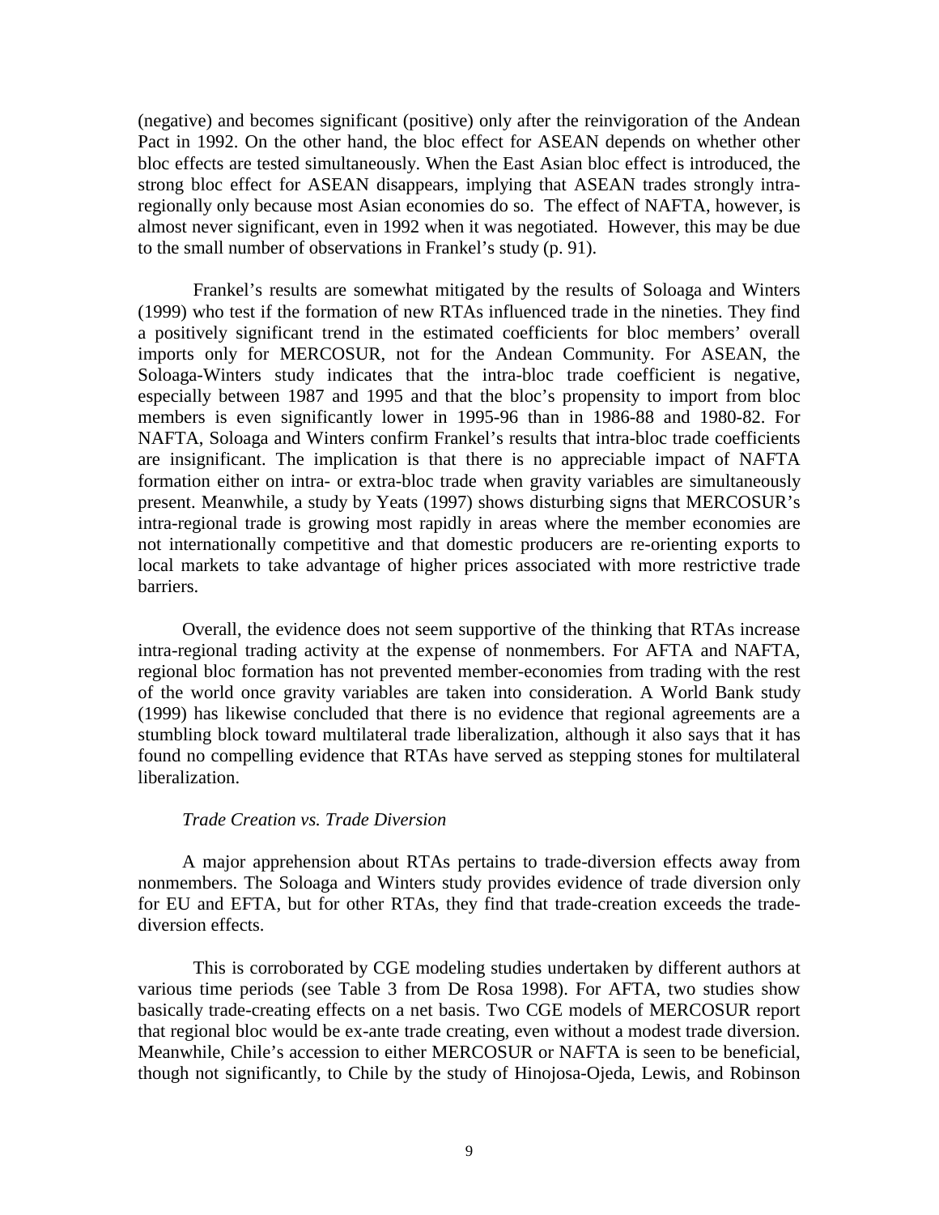(negative) and becomes significant (positive) only after the reinvigoration of the Andean Pact in 1992. On the other hand, the bloc effect for ASEAN depends on whether other bloc effects are tested simultaneously. When the East Asian bloc effect is introduced, the strong bloc effect for ASEAN disappears, implying that ASEAN trades strongly intra-regionally only because most Asian economies do so. The effect of NAFTA, however, is almost never significant, even in 1992 when it was negotiated. However, this may be due to the small number of observations in Frankel's study (p. 91).

Frankel's results are somewhat mitigated by the results of Soloaga and Winters (1999) who test if the formation of new RTAs influenced trade in the nineties. They find a positively significant trend in the estimated coefficients for bloc members' overall imports only for MERCOSUR, not for the Andean Community. For ASEAN, the Soloaga-Winters study indicates that the intra-bloc trade coefficient is negative, especially between 1987 and 1995 and that the bloc's propensity to import from bloc members is even significantly lower in 1995-96 than in 1986-88 and 1980-82. For NAFTA, Soloaga and Winters confirm Frankel's results that intra-bloc trade coefficients are insignificant. The implication is that there is no appreciable impact of NAFTA formation either on intra- or extra-bloc trade when gravity variables are simultaneously present. Meanwhile, a study by Yeats (1997) shows disturbing signs that MERCOSUR's intra-regional trade is growing most rapidly in areas where the member economies are not internationally competitive and that domestic producers are re-orienting exports to local markets to take advantage of higher prices associated with more restrictive trade barriers.

Overall, the evidence does not seem supportive of the thinking that RTAs increase intra-regional trading activity at the expense of nonmembers. For AFTA and NAFTA, regional bloc formation has not prevented member-economies from trading with the rest of the world once gravity variables are taken into consideration. A World Bank study (1999) has likewise concluded that there is no evidence that regional agreements are a stumbling block toward multilateral trade liberalization, although it also says that it has found no compelling evidence that RTAs have served as stepping stones for multilateral liberalization.

*Trade Creation vs. Trade Diversion*

A major apprehension about RTAs pertains to trade-diversion effects away from nonmembers. The Soloaga and Winters study provides evidence of trade diversion only for EU and EFTA, but for other RTAs, they find that trade-creation exceeds the trade-diversion effects.

This is corroborated by CGE modeling studies undertaken by different authors at various time periods (see Table 3 from De Rosa 1998). For AFTA, two studies show basically trade-creating effects on a net basis. Two CGE models of MERCOSUR report that regional bloc would be ex-ante trade creating, even without a modest trade diversion. Meanwhile, Chile's accession to either MERCOSUR or NAFTA is seen to be beneficial, though not significantly, to Chile by the study of Hinojosa-Ojeda, Lewis, and Robinson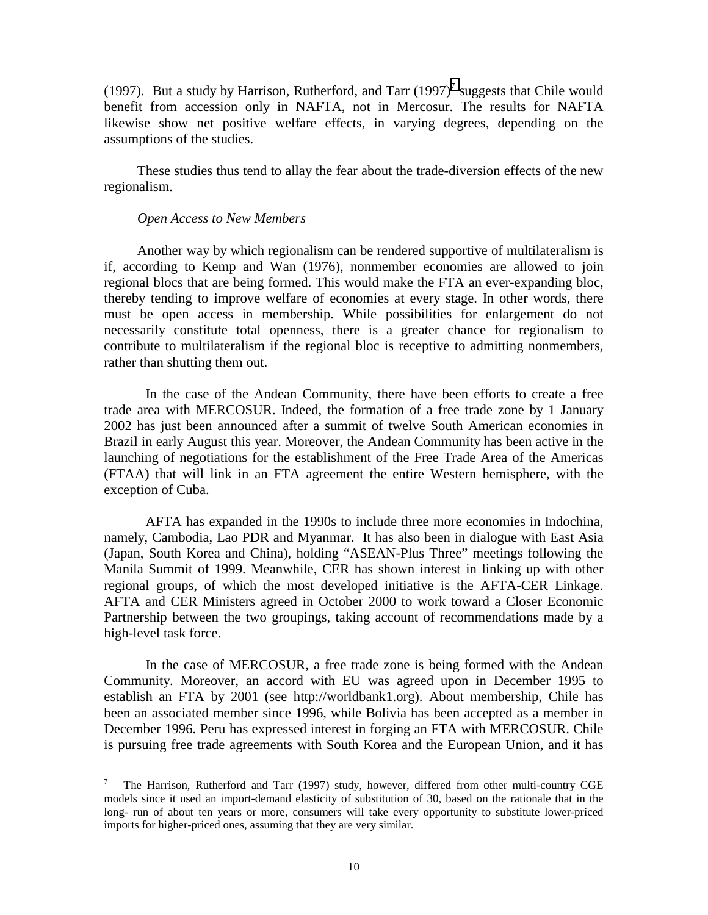(1997). But a study by Harrison, Rutherford, and Tarr (1997)[7] suggests that Chile would benefit from accession only in NAFTA, not in Mercosur. The results for NAFTA likewise show net positive welfare effects, in varying degrees, depending on the assumptions of the studies.

These studies thus tend to allay the fear about the trade-diversion effects of the new regionalism.

*Open Access to New Members*

Another way by which regionalism can be rendered supportive of multilateralism is if, according to Kemp and Wan (1976), nonmember economies are allowed to join regional blocs that are being formed. This would make the FTA an ever-expanding bloc, thereby tending to improve welfare of economies at every stage. In other words, there must be open access in membership. While possibilities for enlargement do not necessarily constitute total openness, there is a greater chance for regionalism to contribute to multilateralism if the regional bloc is receptive to admitting nonmembers, rather than shutting them out.

In the case of the Andean Community, there have been efforts to create a free trade area with MERCOSUR. Indeed, the formation of a free trade zone by 1 January 2002 has just been announced after a summit of twelve South American economies in Brazil in early August this year. Moreover, the Andean Community has been active in the launching of negotiations for the establishment of the Free Trade Area of the Americas (FTAA) that will link in an FTA agreement the entire Western hemisphere, with the exception of Cuba.

AFTA has expanded in the 1990s to include three more economies in Indochina, namely, Cambodia, Lao PDR and Myanmar. It has also been in dialogue with East Asia (Japan, South Korea and China), holding "ASEAN-Plus Three" meetings following the Manila Summit of 1999. Meanwhile, CER has shown interest in linking up with other regional groups, of which the most developed initiative is the AFTA-CER Linkage. AFTA and CER Ministers agreed in October 2000 to work toward a Closer Economic Partnership between the two groupings, taking account of recommendations made by a high-level task force.

In the case of MERCOSUR, a free trade zone is being formed with the Andean Community. Moreover, an accord with EU was agreed upon in December 1995 to establish an FTA by 2001 (see http://worldbank1.org). About membership, Chile has been an associated member since 1996, while Bolivia has been accepted as a member in December 1996. Peru has expressed interest in forging an FTA with MERCOSUR. Chile is pursuing free trade agreements with South Korea and the European Union, and it has

---

[7] The Harrison, Rutherford and Tarr (1997) study, however, differed from other multi-country CGE models since it used an import-demand elasticity of substitution of 30, based on the rationale that in the long- run of about ten years or more, consumers will take every opportunity to substitute lower-priced imports for higher-priced ones, assuming that they are very similar.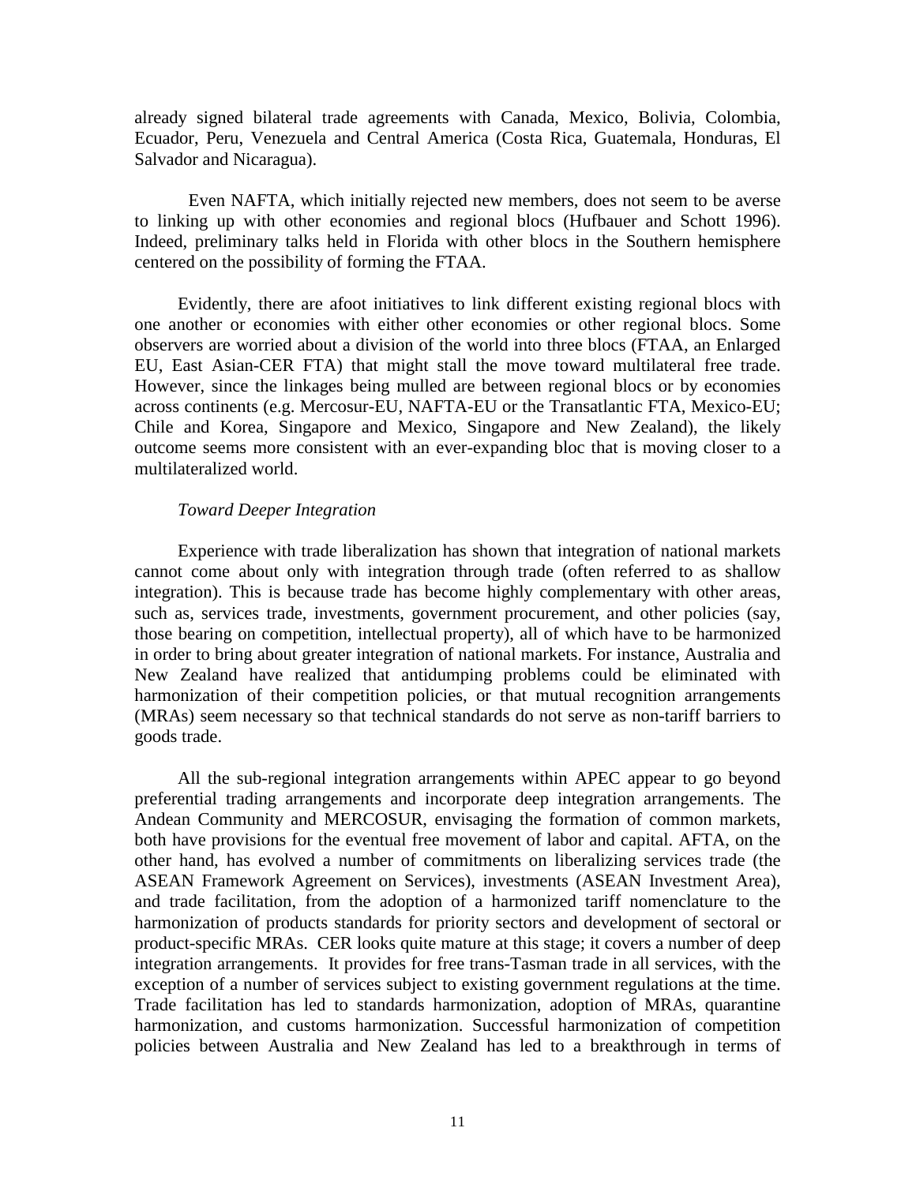already signed bilateral trade agreements with Canada, Mexico, Bolivia, Colombia, Ecuador, Peru, Venezuela and Central America (Costa Rica, Guatemala, Honduras, El Salvador and Nicaragua).

Even NAFTA, which initially rejected new members, does not seem to be averse to linking up with other economies and regional blocs (Hufbauer and Schott 1996). Indeed, preliminary talks held in Florida with other blocs in the Southern hemisphere centered on the possibility of forming the FTAA.

Evidently, there are afoot initiatives to link different existing regional blocs with one another or economies with either other economies or other regional blocs. Some observers are worried about a division of the world into three blocs (FTAA, an Enlarged EU, East Asian-CER FTA) that might stall the move toward multilateral free trade. However, since the linkages being mulled are between regional blocs or by economies across continents (e.g. Mercosur-EU, NAFTA-EU or the Transatlantic FTA, Mexico-EU; Chile and Korea, Singapore and Mexico, Singapore and New Zealand), the likely outcome seems more consistent with an ever-expanding bloc that is moving closer to a multilateralized world.

*Toward Deeper Integration*

Experience with trade liberalization has shown that integration of national markets cannot come about only with integration through trade (often referred to as shallow integration). This is because trade has become highly complementary with other areas, such as, services trade, investments, government procurement, and other policies (say, those bearing on competition, intellectual property), all of which have to be harmonized in order to bring about greater integration of national markets. For instance, Australia and New Zealand have realized that antidumping problems could be eliminated with harmonization of their competition policies, or that mutual recognition arrangements (MRAs) seem necessary so that technical standards do not serve as non-tariff barriers to goods trade.

All the sub-regional integration arrangements within APEC appear to go beyond preferential trading arrangements and incorporate deep integration arrangements. The Andean Community and MERCOSUR, envisaging the formation of common markets, both have provisions for the eventual free movement of labor and capital. AFTA, on the other hand, has evolved a number of commitments on liberalizing services trade (the ASEAN Framework Agreement on Services), investments (ASEAN Investment Area), and trade facilitation, from the adoption of a harmonized tariff nomenclature to the harmonization of products standards for priority sectors and development of sectoral or product-specific MRAs. CER looks quite mature at this stage; it covers a number of deep integration arrangements. It provides for free trans-Tasman trade in all services, with the exception of a number of services subject to existing government regulations at the time. Trade facilitation has led to standards harmonization, adoption of MRAs, quarantine harmonization, and customs harmonization. Successful harmonization of competition policies between Australia and New Zealand has led to a breakthrough in terms of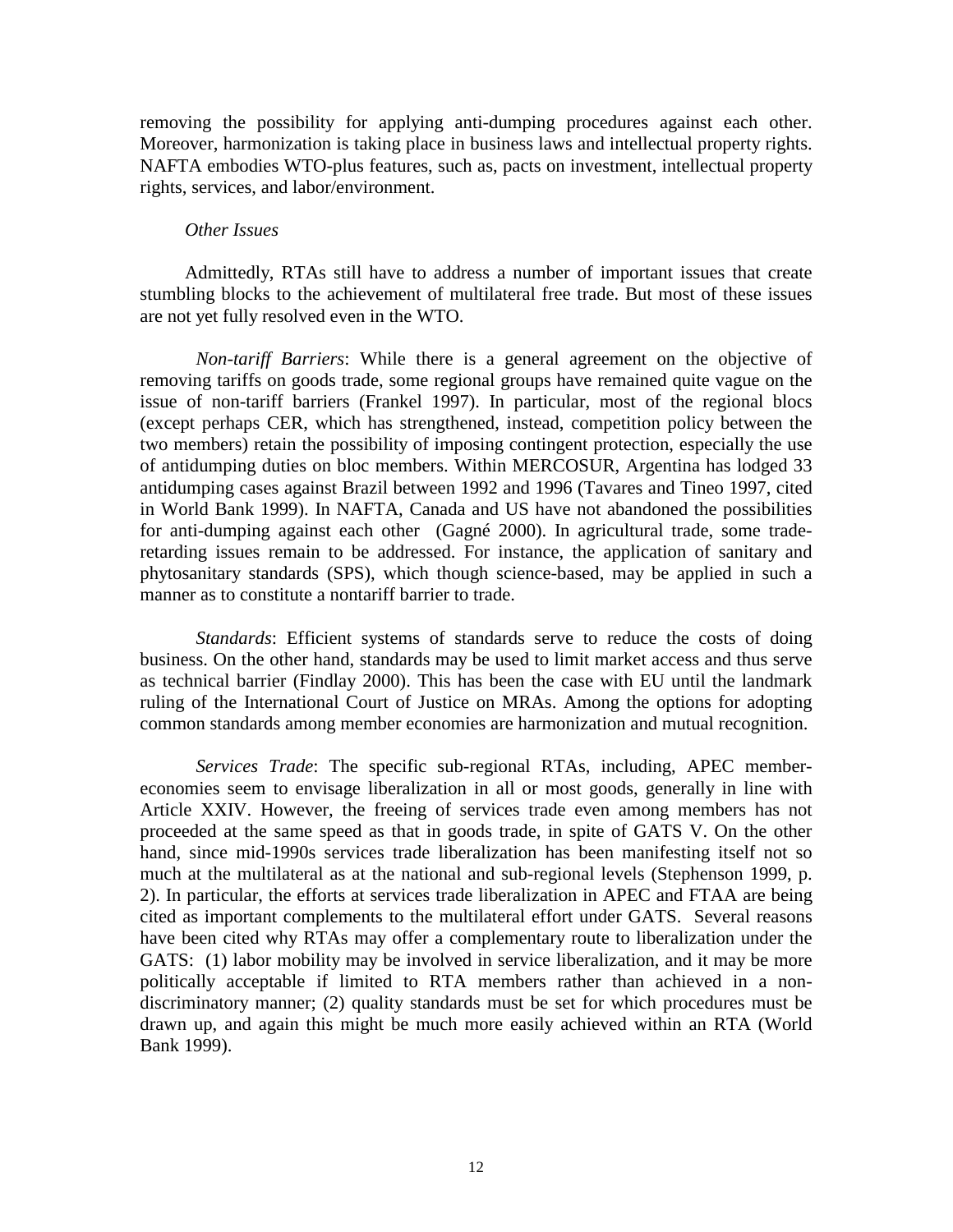removing the possibility for applying anti-dumping procedures against each other. Moreover, harmonization is taking place in business laws and intellectual property rights. NAFTA embodies WTO-plus features, such as, pacts on investment, intellectual property rights, services, and labor/environment.

*Other Issues*

Admittedly, RTAs still have to address a number of important issues that create stumbling blocks to the achievement of multilateral free trade. But most of these issues are not yet fully resolved even in the WTO.

*Non-tariff Barriers*: While there is a general agreement on the objective of removing tariffs on goods trade, some regional groups have remained quite vague on the issue of non-tariff barriers (Frankel 1997). In particular, most of the regional blocs (except perhaps CER, which has strengthened, instead, competition policy between the two members) retain the possibility of imposing contingent protection, especially the use of antidumping duties on bloc members. Within MERCOSUR, Argentina has lodged 33 antidumping cases against Brazil between 1992 and 1996 (Tavares and Tineo 1997, cited in World Bank 1999). In NAFTA, Canada and US have not abandoned the possibilities for anti-dumping against each other (Gagné 2000). In agricultural trade, some trade-retarding issues remain to be addressed. For instance, the application of sanitary and phytosanitary standards (SPS), which though science-based, may be applied in such a manner as to constitute a nontariff barrier to trade.

*Standards*: Efficient systems of standards serve to reduce the costs of doing business. On the other hand, standards may be used to limit market access and thus serve as technical barrier (Findlay 2000). This has been the case with EU until the landmark ruling of the International Court of Justice on MRAs. Among the options for adopting common standards among member economies are harmonization and mutual recognition.

*Services Trade*: The specific sub-regional RTAs, including, APEC member-economies seem to envisage liberalization in all or most goods, generally in line with Article XXIV. However, the freeing of services trade even among members has not proceeded at the same speed as that in goods trade, in spite of GATS V. On the other hand, since mid-1990s services trade liberalization has been manifesting itself not so much at the multilateral as at the national and sub-regional levels (Stephenson 1999, p. 2). In particular, the efforts at services trade liberalization in APEC and FTAA are being cited as important complements to the multilateral effort under GATS. Several reasons have been cited why RTAs may offer a complementary route to liberalization under the GATS: (1) labor mobility may be involved in service liberalization, and it may be more politically acceptable if limited to RTA members rather than achieved in a non-discriminatory manner; (2) quality standards must be set for which procedures must be drawn up, and again this might be much more easily achieved within an RTA (World Bank 1999).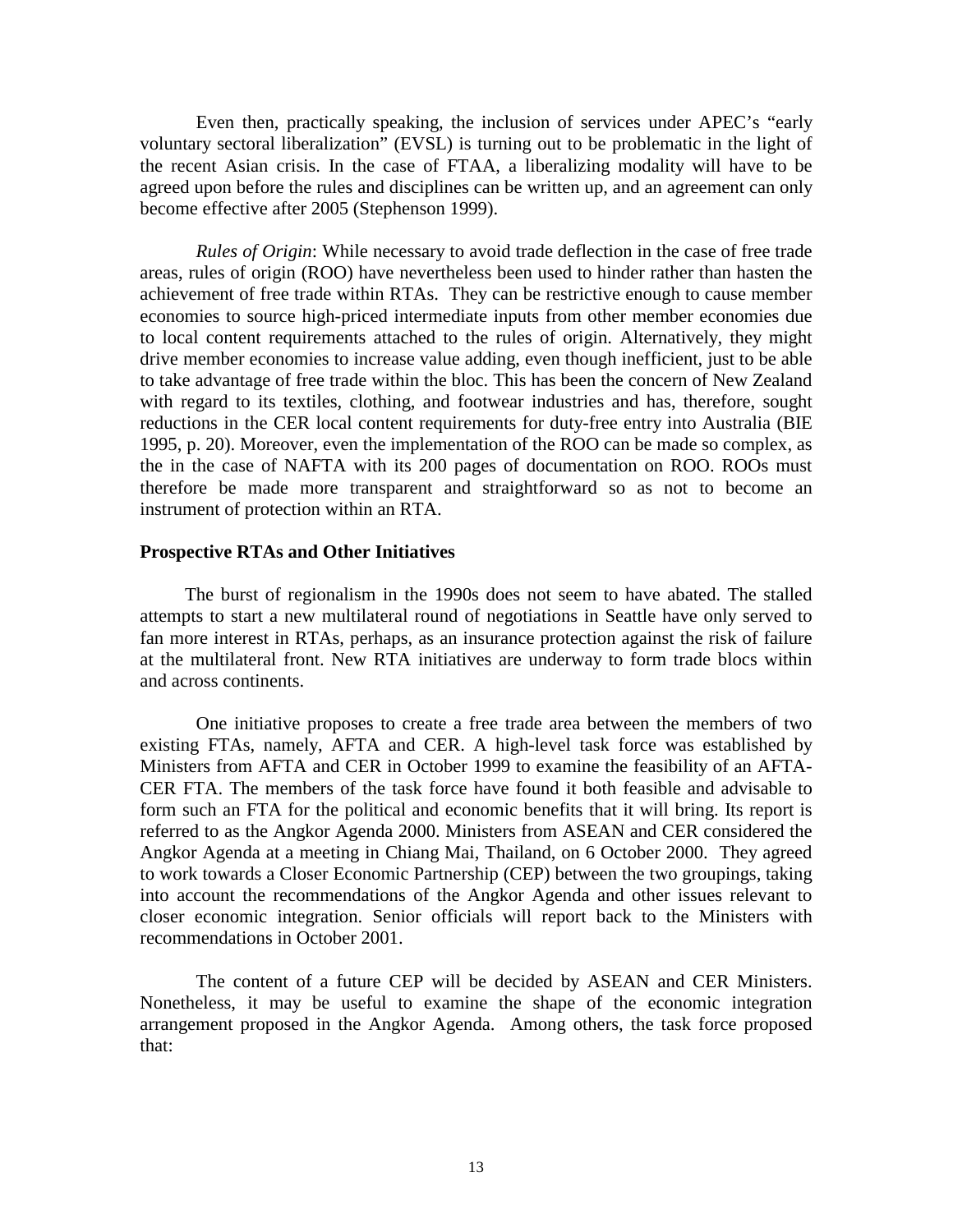Even then, practically speaking, the inclusion of services under APEC's "early voluntary sectoral liberalization" (EVSL) is turning out to be problematic in the light of the recent Asian crisis. In the case of FTAA, a liberalizing modality will have to be agreed upon before the rules and disciplines can be written up, and an agreement can only become effective after 2005 (Stephenson 1999).

*Rules of Origin*: While necessary to avoid trade deflection in the case of free trade areas, rules of origin (ROO) have nevertheless been used to hinder rather than hasten the achievement of free trade within RTAs. They can be restrictive enough to cause member economies to source high-priced intermediate inputs from other member economies due to local content requirements attached to the rules of origin. Alternatively, they might drive member economies to increase value adding, even though inefficient, just to be able to take advantage of free trade within the bloc. This has been the concern of New Zealand with regard to its textiles, clothing, and footwear industries and has, therefore, sought reductions in the CER local content requirements for duty-free entry into Australia (BIE 1995, p. 20). Moreover, even the implementation of the ROO can be made so complex, as the in the case of NAFTA with its 200 pages of documentation on ROO. ROOs must therefore be made more transparent and straightforward so as not to become an instrument of protection within an RTA.

**Prospective RTAs and Other Initiatives**

The burst of regionalism in the 1990s does not seem to have abated. The stalled attempts to start a new multilateral round of negotiations in Seattle have only served to fan more interest in RTAs, perhaps, as an insurance protection against the risk of failure at the multilateral front. New RTA initiatives are underway to form trade blocs within and across continents.

One initiative proposes to create a free trade area between the members of two existing FTAs, namely, AFTA and CER. A high-level task force was established by Ministers from AFTA and CER in October 1999 to examine the feasibility of an AFTA-CER FTA. The members of the task force have found it both feasible and advisable to form such an FTA for the political and economic benefits that it will bring. Its report is referred to as the Angkor Agenda 2000. Ministers from ASEAN and CER considered the Angkor Agenda at a meeting in Chiang Mai, Thailand, on 6 October 2000. They agreed to work towards a Closer Economic Partnership (CEP) between the two groupings, taking into account the recommendations of the Angkor Agenda and other issues relevant to closer economic integration. Senior officials will report back to the Ministers with recommendations in October 2001.

The content of a future CEP will be decided by ASEAN and CER Ministers. Nonetheless, it may be useful to examine the shape of the economic integration arrangement proposed in the Angkor Agenda. Among others, the task force proposed that: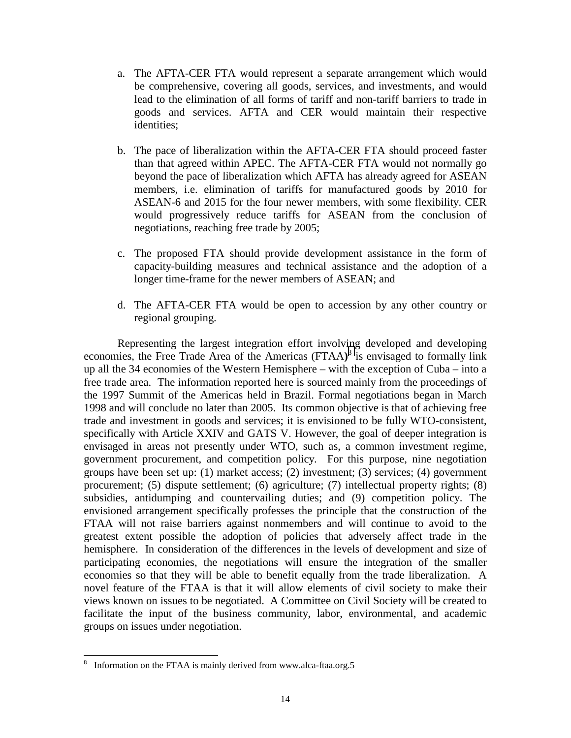a. The AFTA-CER FTA would represent a separate arrangement which would be comprehensive, covering all goods, services, and investments, and would lead to the elimination of all forms of tariff and non-tariff barriers to trade in goods and services. AFTA and CER would maintain their respective identities;

b. The pace of liberalization within the AFTA-CER FTA should proceed faster than that agreed within APEC. The AFTA-CER FTA would not normally go beyond the pace of liberalization which AFTA has already agreed for ASEAN members, i.e. elimination of tariffs for manufactured goods by 2010 for ASEAN-6 and 2015 for the four newer members, with some flexibility. CER would progressively reduce tariffs for ASEAN from the conclusion of negotiations, reaching free trade by 2005;

c. The proposed FTA should provide development assistance in the form of capacity-building measures and technical assistance and the adoption of a longer time-frame for the newer members of ASEAN; and

d. The AFTA-CER FTA would be open to accession by any other country or regional grouping.

Representing the largest integration effort involving developed and developing economies, the Free Trade Area of the Americas (FTAA)[8] is envisaged to formally link up all the 34 economies of the Western Hemisphere – with the exception of Cuba – into a free trade area. The information reported here is sourced mainly from the proceedings of the 1997 Summit of the Americas held in Brazil. Formal negotiations began in March 1998 and will conclude no later than 2005. Its common objective is that of achieving free trade and investment in goods and services; it is envisioned to be fully WTO-consistent, specifically with Article XXIV and GATS V. However, the goal of deeper integration is envisaged in areas not presently under WTO, such as, a common investment regime, government procurement, and competition policy. For this purpose, nine negotiation groups have been set up: (1) market access; (2) investment; (3) services; (4) government procurement; (5) dispute settlement; (6) agriculture; (7) intellectual property rights; (8) subsidies, antidumping and countervailing duties; and (9) competition policy. The envisioned arrangement specifically professes the principle that the construction of the FTAA will not raise barriers against nonmembers and will continue to avoid to the greatest extent possible the adoption of policies that adversely affect trade in the hemisphere. In consideration of the differences in the levels of development and size of participating economies, the negotiations will ensure the integration of the smaller economies so that they will be able to benefit equally from the trade liberalization. A novel feature of the FTAA is that it will allow elements of civil society to make their views known on issues to be negotiated. A Committee on Civil Society will be created to facilitate the input of the business community, labor, environmental, and academic groups on issues under negotiation.

---

[8] Information on the FTAA is mainly derived from www.alca-ftaa.org.5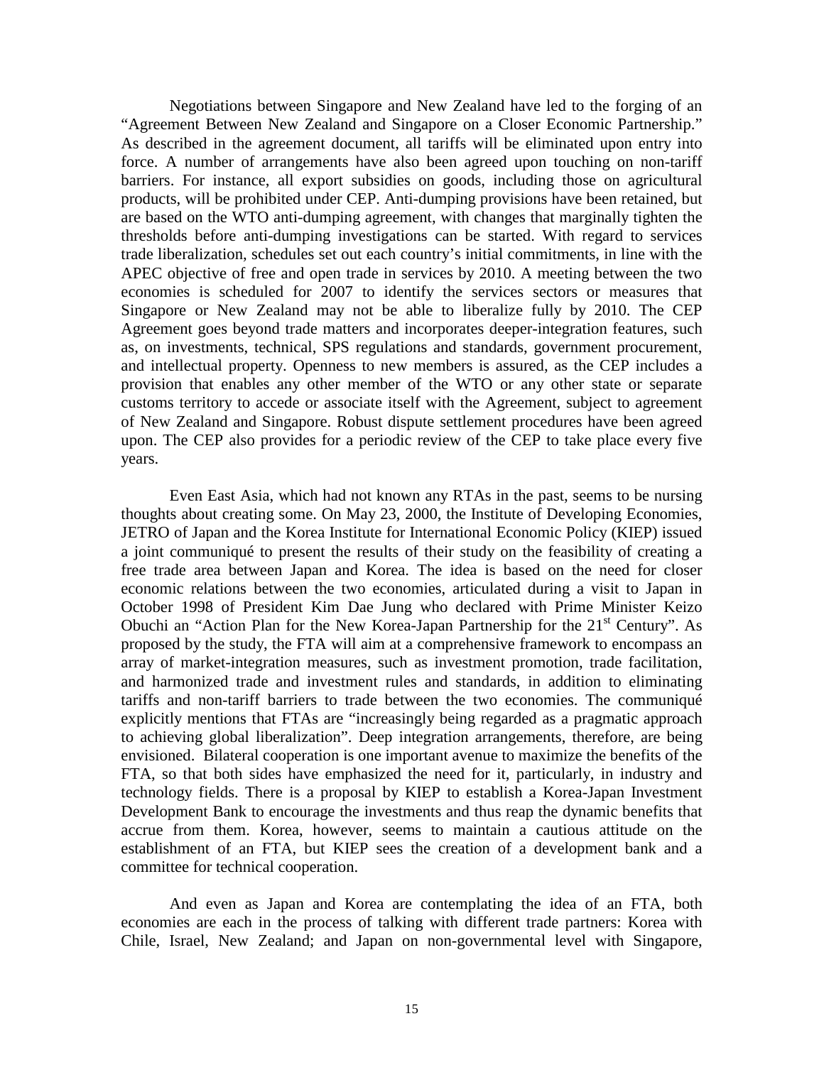Negotiations between Singapore and New Zealand have led to the forging of an "Agreement Between New Zealand and Singapore on a Closer Economic Partnership." As described in the agreement document, all tariffs will be eliminated upon entry into force. A number of arrangements have also been agreed upon touching on non-tariff barriers. For instance, all export subsidies on goods, including those on agricultural products, will be prohibited under CEP. Anti-dumping provisions have been retained, but are based on the WTO anti-dumping agreement, with changes that marginally tighten the thresholds before anti-dumping investigations can be started. With regard to services trade liberalization, schedules set out each country's initial commitments, in line with the APEC objective of free and open trade in services by 2010. A meeting between the two economies is scheduled for 2007 to identify the services sectors or measures that Singapore or New Zealand may not be able to liberalize fully by 2010. The CEP Agreement goes beyond trade matters and incorporates deeper-integration features, such as, on investments, technical, SPS regulations and standards, government procurement, and intellectual property. Openness to new members is assured, as the CEP includes a provision that enables any other member of the WTO or any other state or separate customs territory to accede or associate itself with the Agreement, subject to agreement of New Zealand and Singapore. Robust dispute settlement procedures have been agreed upon. The CEP also provides for a periodic review of the CEP to take place every five years.

Even East Asia, which had not known any RTAs in the past, seems to be nursing thoughts about creating some. On May 23, 2000, the Institute of Developing Economies, JETRO of Japan and the Korea Institute for International Economic Policy (KIEP) issued a joint communiqué to present the results of their study on the feasibility of creating a free trade area between Japan and Korea. The idea is based on the need for closer economic relations between the two economies, articulated during a visit to Japan in October 1998 of President Kim Dae Jung who declared with Prime Minister Keizo Obuchi an "Action Plan for the New Korea-Japan Partnership for the 21st Century". As proposed by the study, the FTA will aim at a comprehensive framework to encompass an array of market-integration measures, such as investment promotion, trade facilitation, and harmonized trade and investment rules and standards, in addition to eliminating tariffs and non-tariff barriers to trade between the two economies. The communiqué explicitly mentions that FTAs are "increasingly being regarded as a pragmatic approach to achieving global liberalization". Deep integration arrangements, therefore, are being envisioned. Bilateral cooperation is one important avenue to maximize the benefits of the FTA, so that both sides have emphasized the need for it, particularly, in industry and technology fields. There is a proposal by KIEP to establish a Korea-Japan Investment Development Bank to encourage the investments and thus reap the dynamic benefits that accrue from them. Korea, however, seems to maintain a cautious attitude on the establishment of an FTA, but KIEP sees the creation of a development bank and a committee for technical cooperation.

And even as Japan and Korea are contemplating the idea of an FTA, both economies are each in the process of talking with different trade partners: Korea with Chile, Israel, New Zealand; and Japan on non-governmental level with Singapore,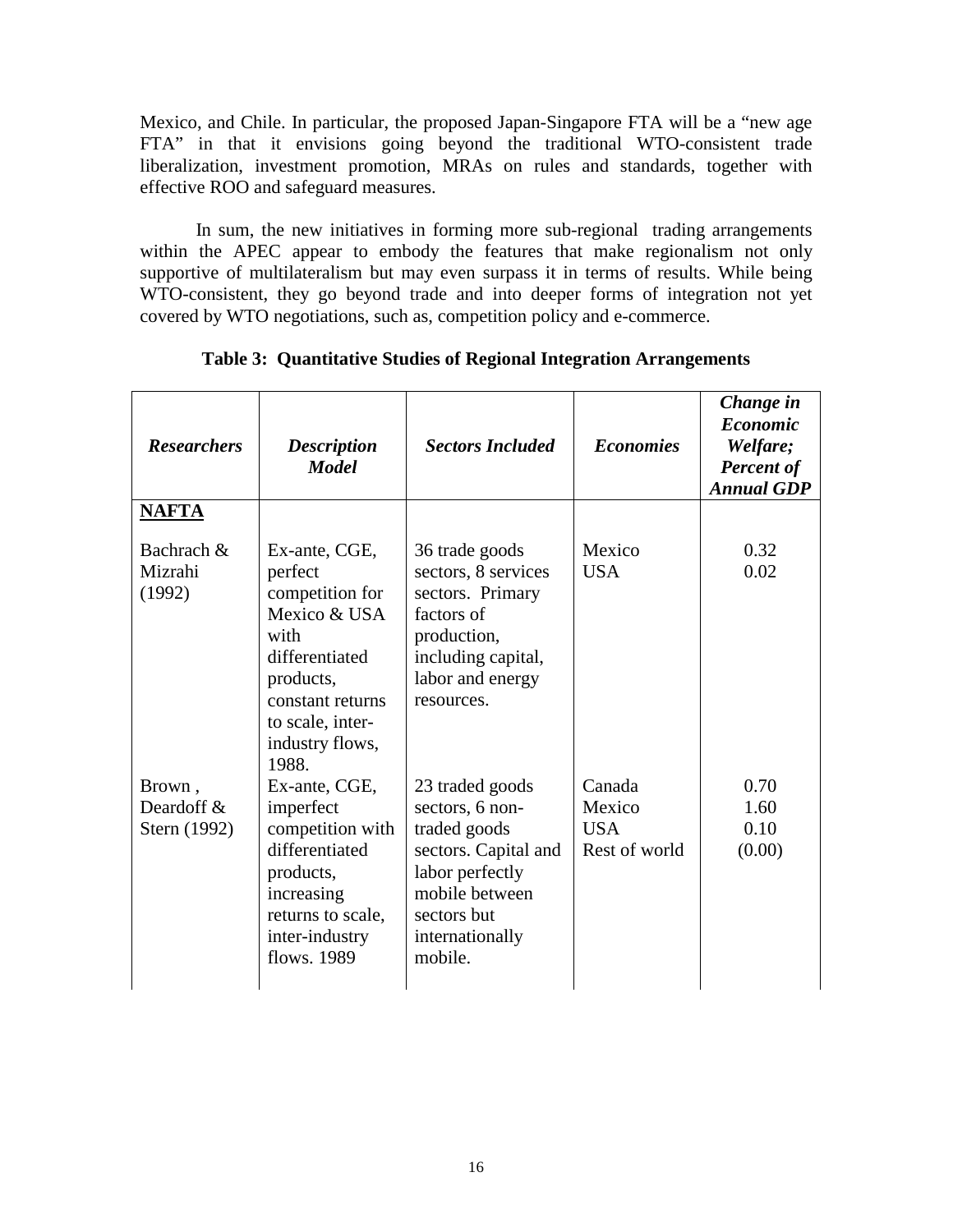Mexico, and Chile. In particular, the proposed Japan-Singapore FTA will be a "new age FTA" in that it envisions going beyond the traditional WTO-consistent trade liberalization, investment promotion, MRAs on rules and standards, together with effective ROO and safeguard measures.

In sum, the new initiatives in forming more sub-regional trading arrangements within the APEC appear to embody the features that make regionalism not only supportive of multilateralism but may even surpass it in terms of results. While being WTO-consistent, they go beyond trade and into deeper forms of integration not yet covered by WTO negotiations, such as, competition policy and e-commerce.

**Table 3: Quantitative Studies of Regional Integration Arrangements**

| ***Researchers*** | ***Description Model*** | ***Sectors Included*** | ***Economies*** | ***Change in Economic Welfare; Percent of Annual GDP*** |
|---|---|---|---|---|
| **NAFTA** | | | | |
| Bachrach & Mizrahi (1992) | Ex-ante, CGE, perfect competition for Mexico & USA with differentiated products, constant returns to scale, inter-industry flows, 1988. | 36 trade goods sectors, 8 services sectors. Primary factors of production, including capital, labor and energy resources. | Mexico<br>USA | 0.32<br>0.02 |
| Brown, Deardoff & Stern (1992) | Ex-ante, CGE, imperfect competition with differentiated products, increasing returns to scale, inter-industry flows. 1989 | 23 traded goods sectors, 6 non-traded goods sectors. Capital and labor perfectly mobile between sectors but internationally mobile. | Canada<br>Mexico<br>USA<br>Rest of world | 0.70<br>1.60<br>0.10<br>(0.00) |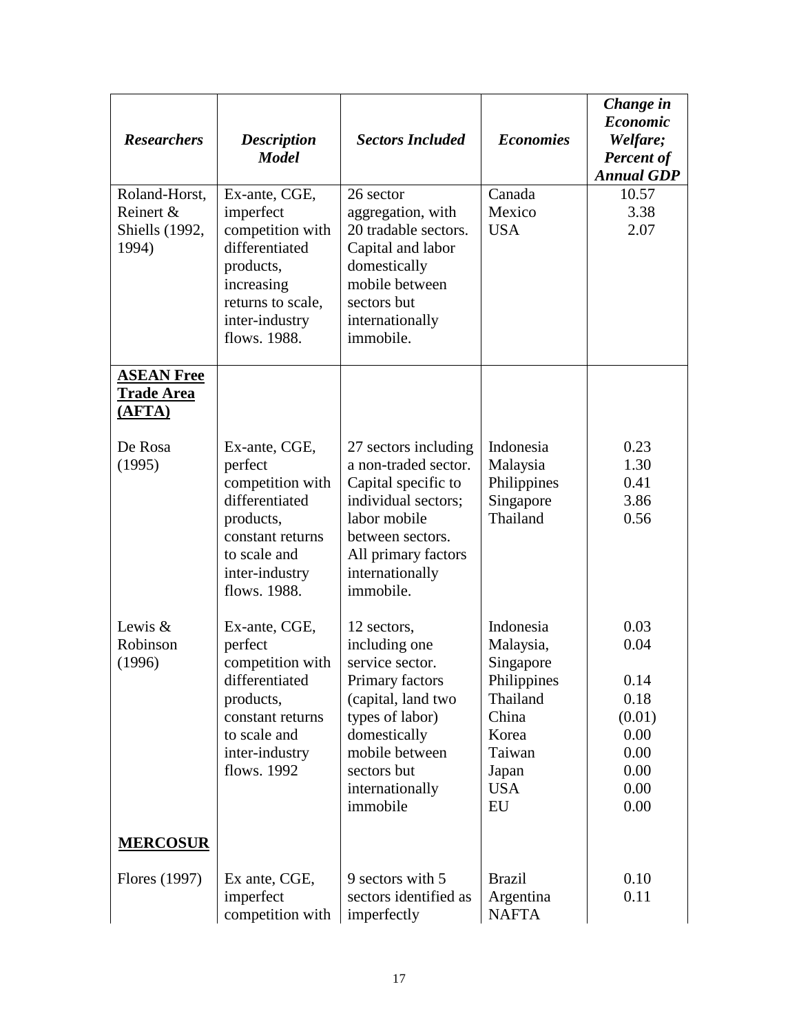| *Researchers* | *Description Model* | *Sectors Included* | *Economies* | *Change in Economic Welfare; Percent of Annual GDP* |
|---|---|---|---|---|
| Roland-Horst, Reinert & Shiells (1992, 1994) | Ex-ante, CGE, imperfect competition with differentiated products, increasing returns to scale, inter-industry flows. 1988. | 26 sector aggregation, with 20 tradable sectors. Capital and labor domestically mobile between sectors but internationally immobile. | Canada<br>Mexico<br>USA | 10.57<br>3.38<br>2.07 |
| **<u>ASEAN Free Trade Area (AFTA)</u>** | | | | |
| De Rosa (1995) | Ex-ante, CGE, perfect competition with differentiated products, constant returns to scale and inter-industry flows. 1988. | 27 sectors including a non-traded sector. Capital specific to individual sectors; labor mobile between sectors. All primary factors internationally immobile. | Indonesia<br>Malaysia<br>Philippines<br>Singapore<br>Thailand | 0.23<br>1.30<br>0.41<br>3.86<br>0.56 |
| Lewis & Robinson (1996) | Ex-ante, CGE, perfect competition with differentiated products, constant returns to scale and inter-industry flows. 1992 | 12 sectors, including one service sector. Primary factors (capital, land two types of labor) domestically mobile between sectors but internationally immobile | Indonesia<br>Malaysia, Singapore<br>Philippines<br>Thailand<br>China<br>Korea<br>Taiwan<br>Japan<br>USA<br>EU | 0.03<br>0.04<br><br>0.14<br>0.18<br>(0.01)<br>0.00<br>0.00<br>0.00<br>0.00<br>0.00 |
| **<u>MERCOSUR</u>** | | | | |
| Flores (1997) | Ex ante, CGE, imperfect competition with | 9 sectors with 5 sectors identified as imperfectly | Brazil<br>Argentina<br>NAFTA | 0.10<br>0.11 |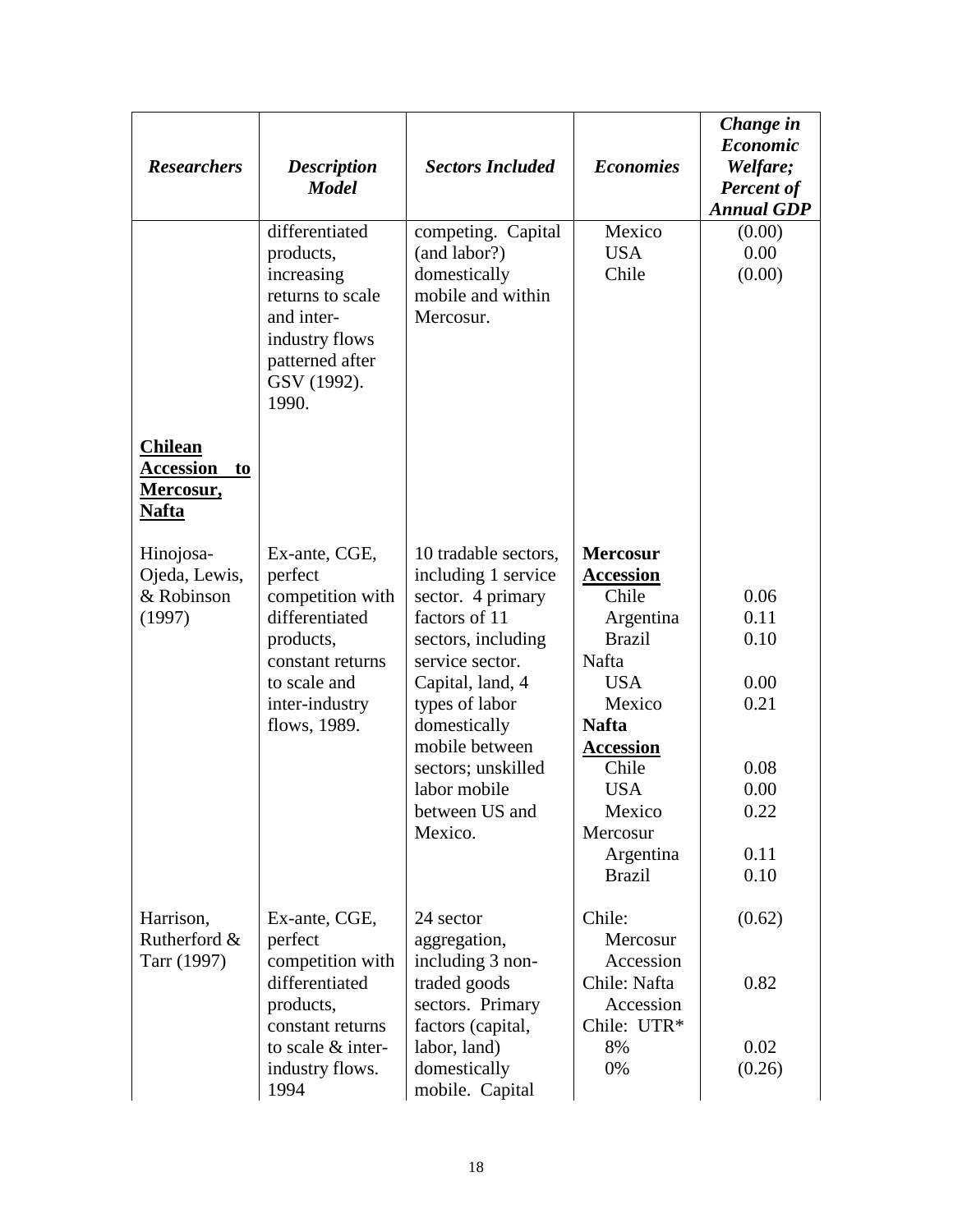| *Researchers* | *Description Model* | *Sectors Included* | *Economies* | *Change in Economic Welfare; Percent of Annual GDP* |
|---|---|---|---|---|
| | differentiated products, increasing returns to scale and inter-industry flows patterned after GSV (1992). 1990. | competing. Capital (and labor?) domestically mobile and within Mercosur. | Mexico<br>USA<br>Chile | (0.00)<br>0.00<br>(0.00) |
| **Chilean Accession to Mercosur, Nafta** | | | | |
| Hinojosa-Ojeda, Lewis, & Robinson (1997) | Ex-ante, CGE, perfect competition with differentiated products, constant returns to scale and inter-industry flows, 1989. | 10 tradable sectors, including 1 service sector. 4 primary factors of 11 sectors, including service sector. Capital, land, 4 types of labor domestically mobile between sectors; unskilled labor mobile between US and Mexico. | **Mercosur Accession**<br>Chile<br>Argentina<br>Brazil<br>Nafta<br>USA<br>Mexico<br>**Nafta Accession**<br>Chile<br>USA<br>Mexico<br>Mercosur<br>Argentina<br>Brazil | <br><br>0.06<br>0.11<br>0.10<br><br>0.00<br>0.21<br><br><br>0.08<br>0.00<br>0.22<br><br>0.11<br>0.10 |
| Harrison, Rutherford & Tarr (1997) | Ex-ante, CGE, perfect competition with differentiated products, constant returns to scale & inter-industry flows. 1994 | 24 sector aggregation, including 3 non-traded goods sectors. Primary factors (capital, labor, land) domestically mobile. Capital | Chile: Mercosur Accession<br>Chile: Nafta Accession<br>Chile: UTR*<br>8%<br>0% | (0.62)<br><br>0.82<br><br><br>0.02<br>(0.26) |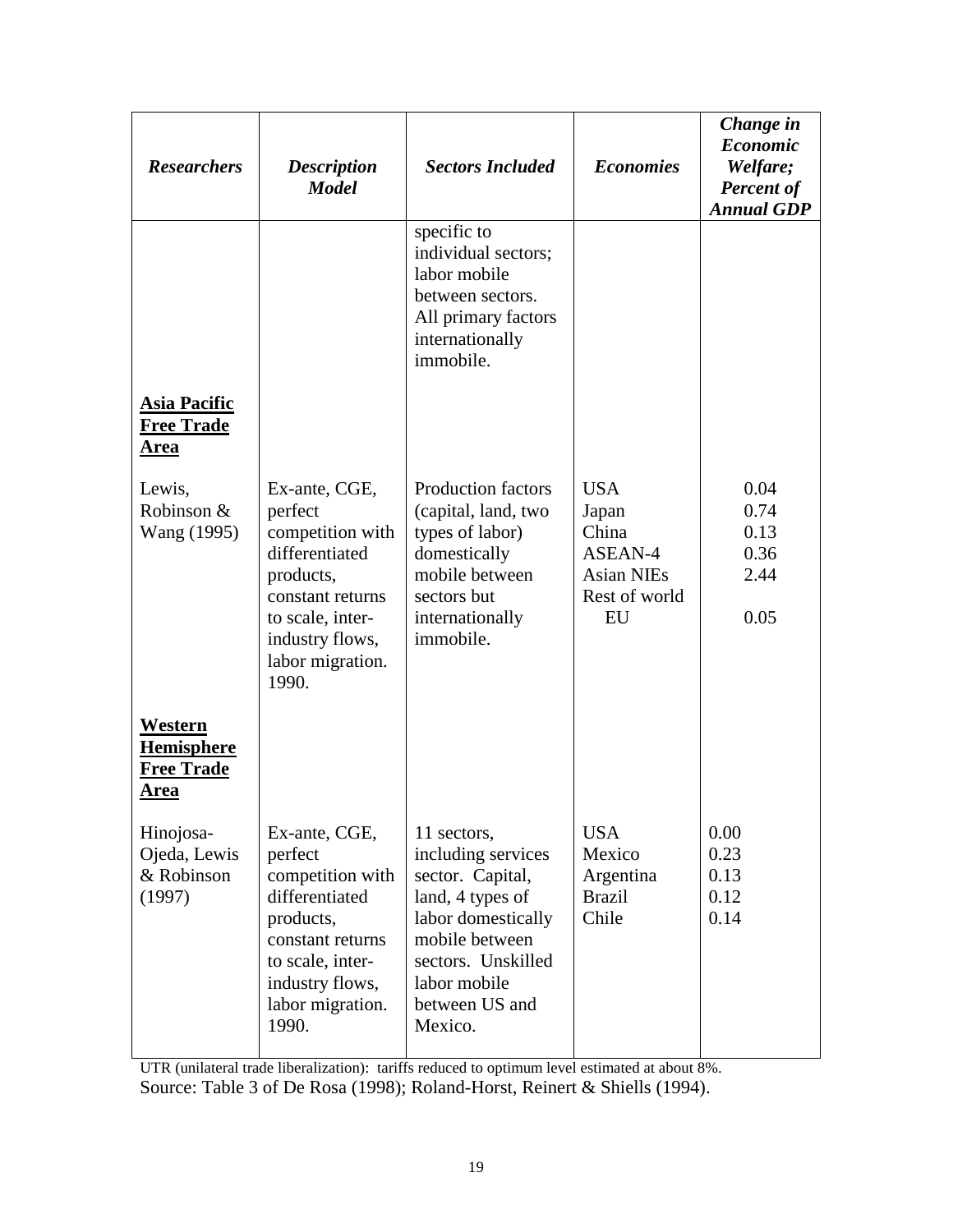| *Researchers* | *Description Model* | *Sectors Included* | *Economies* | *Change in Economic Welfare; Percent of Annual GDP* |
|---|---|---|---|---|
| | | specific to individual sectors; labor mobile between sectors. All primary factors internationally immobile. | | |
| **Asia Pacific Free Trade Area** | | | | |
| Lewis, Robinson & Wang (1995) | Ex-ante, CGE, perfect competition with differentiated products, constant returns to scale, inter-industry flows, labor migration. 1990. | Production factors (capital, land, two types of labor) domestically mobile between sectors but internationally immobile. | USA<br>Japan<br>China<br>ASEAN-4<br>Asian NIEs<br>Rest of world<br>EU | 0.04<br>0.74<br>0.13<br>0.36<br>2.44<br><br>0.05 |
| **Western Hemisphere Free Trade Area** | | | | |
| Hinojosa-Ojeda, Lewis & Robinson (1997) | Ex-ante, CGE, perfect competition with differentiated products, constant returns to scale, inter-industry flows, labor migration. 1990. | 11 sectors, including services sector. Capital, land, 4 types of labor domestically mobile between sectors. Unskilled labor mobile between US and Mexico. | USA<br>Mexico<br>Argentina<br>Brazil<br>Chile | 0.00<br>0.23<br>0.13<br>0.12<br>0.14 |

UTR (unilateral trade liberalization): tariffs reduced to optimum level estimated at about 8%.
Source: Table 3 of De Rosa (1998); Roland-Horst, Reinert & Shiells (1994).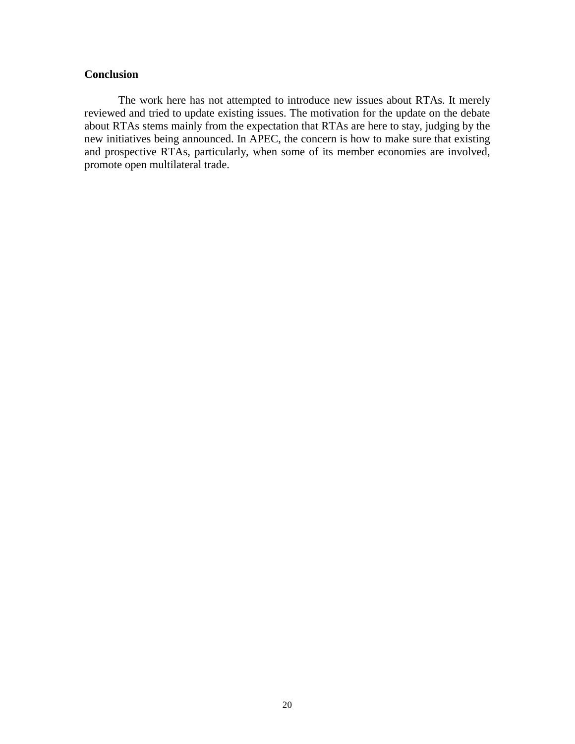## Conclusion

The work here has not attempted to introduce new issues about RTAs. It merely reviewed and tried to update existing issues. The motivation for the update on the debate about RTAs stems mainly from the expectation that RTAs are here to stay, judging by the new initiatives being announced. In APEC, the concern is how to make sure that existing and prospective RTAs, particularly, when some of its member economies are involved, promote open multilateral trade.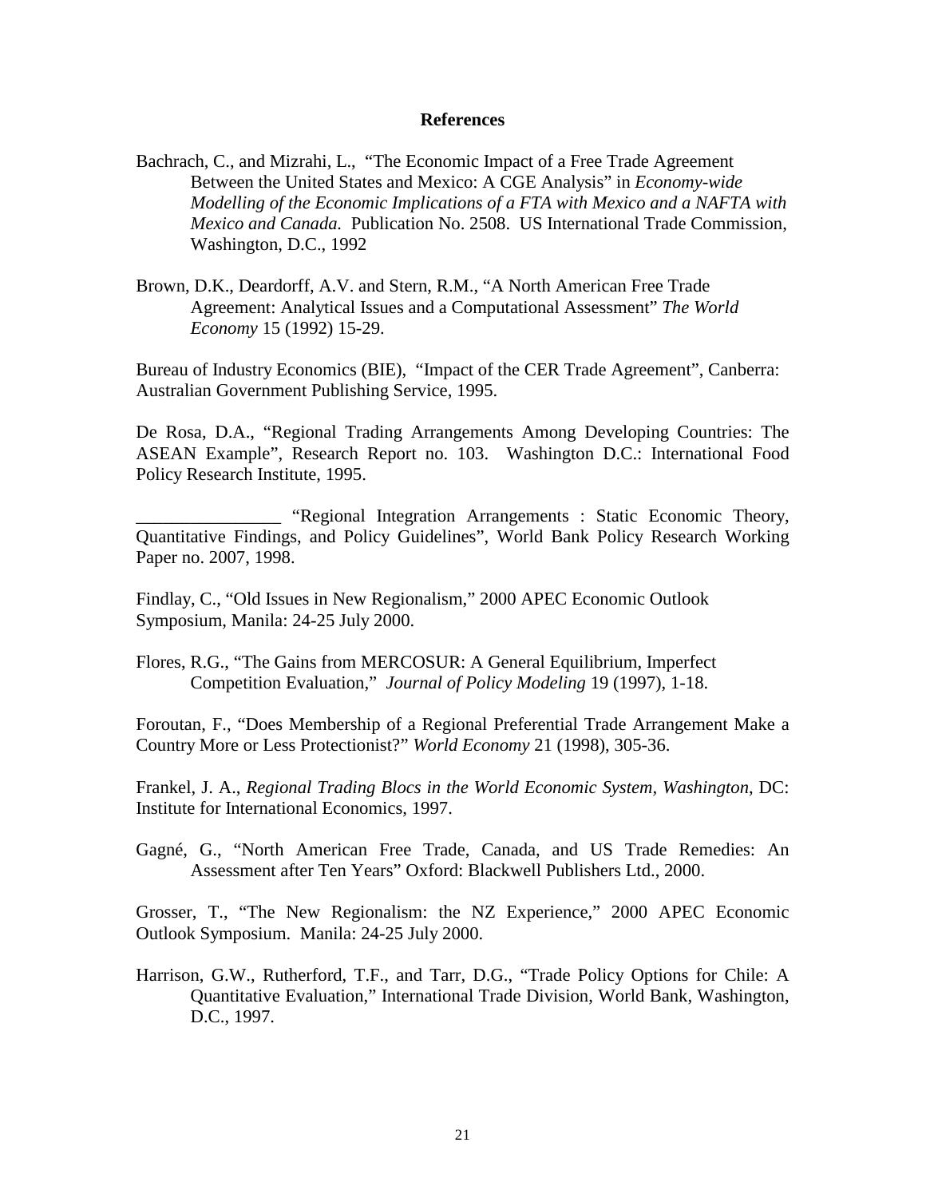**References**

Bachrach, C., and Mizrahi, L., "The Economic Impact of a Free Trade Agreement Between the United States and Mexico: A CGE Analysis" in *Economy-wide Modelling of the Economic Implications of a FTA with Mexico and a NAFTA with Mexico and Canada.* Publication No. 2508. US International Trade Commission, Washington, D.C., 1992

Brown, D.K., Deardorff, A.V. and Stern, R.M., "A North American Free Trade Agreement: Analytical Issues and a Computational Assessment" *The World Economy* 15 (1992) 15-29.

Bureau of Industry Economics (BIE), "Impact of the CER Trade Agreement", Canberra: Australian Government Publishing Service, 1995.

De Rosa, D.A., "Regional Trading Arrangements Among Developing Countries: The ASEAN Example", Research Report no. 103. Washington D.C.: International Food Policy Research Institute, 1995.

________________ "Regional Integration Arrangements : Static Economic Theory, Quantitative Findings, and Policy Guidelines", World Bank Policy Research Working Paper no. 2007, 1998.

Findlay, C., "Old Issues in New Regionalism," 2000 APEC Economic Outlook Symposium, Manila: 24-25 July 2000.

Flores, R.G., "The Gains from MERCOSUR: A General Equilibrium, Imperfect Competition Evaluation," *Journal of Policy Modeling* 19 (1997), 1-18.

Foroutan, F., "Does Membership of a Regional Preferential Trade Arrangement Make a Country More or Less Protectionist?" *World Economy* 21 (1998), 305-36.

Frankel, J. A., *Regional Trading Blocs in the World Economic System, Washington*, DC: Institute for International Economics, 1997.

Gagné, G., "North American Free Trade, Canada, and US Trade Remedies: An Assessment after Ten Years" Oxford: Blackwell Publishers Ltd., 2000.

Grosser, T., "The New Regionalism: the NZ Experience," 2000 APEC Economic Outlook Symposium. Manila: 24-25 July 2000.

Harrison, G.W., Rutherford, T.F., and Tarr, D.G., "Trade Policy Options for Chile: A Quantitative Evaluation," International Trade Division, World Bank, Washington, D.C., 1997.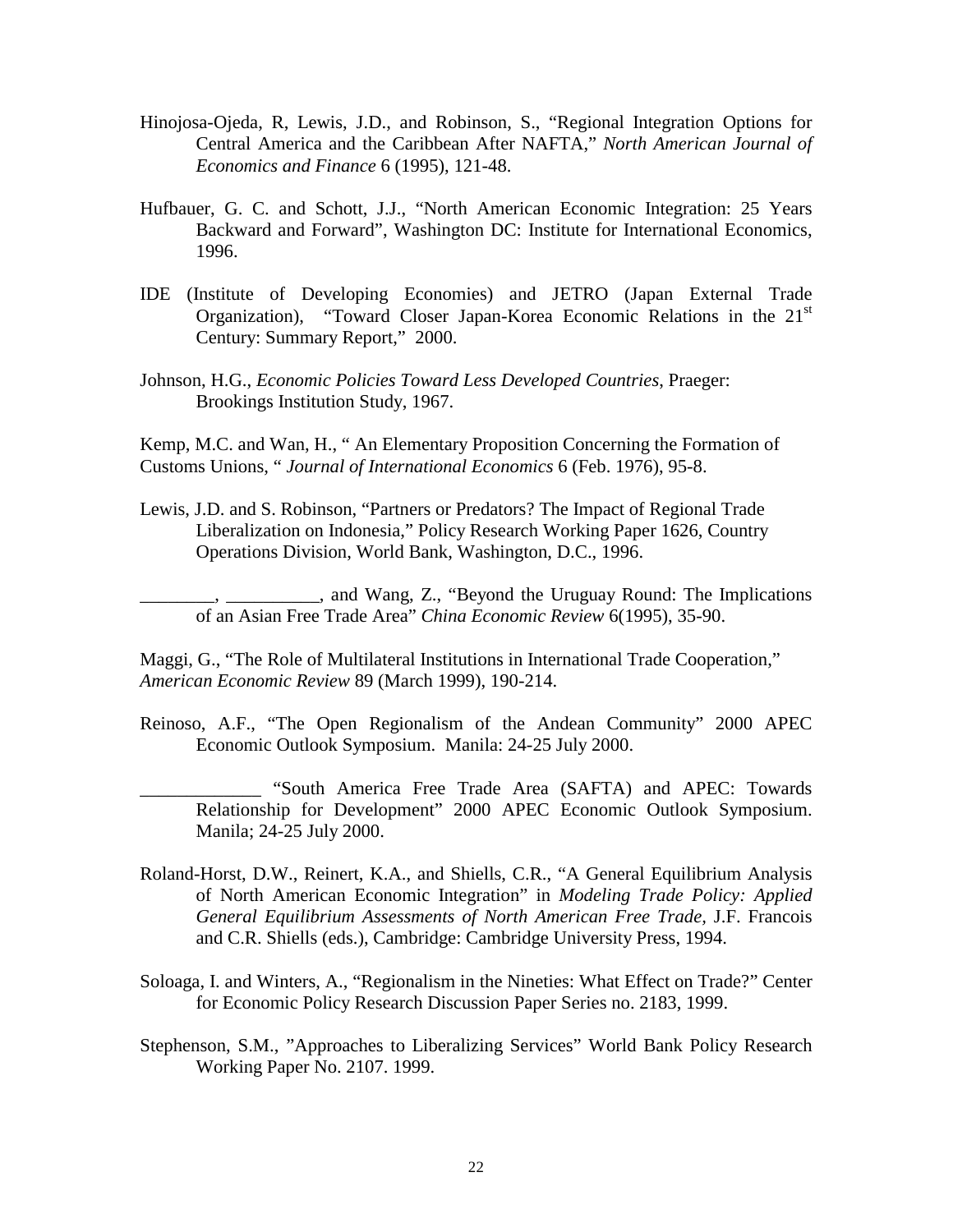Hinojosa-Ojeda, R, Lewis, J.D., and Robinson, S., "Regional Integration Options for Central America and the Caribbean After NAFTA," *North American Journal of Economics and Finance* 6 (1995), 121-48.

Hufbauer, G. C. and Schott, J.J., "North American Economic Integration: 25 Years Backward and Forward", Washington DC: Institute for International Economics, 1996.

IDE (Institute of Developing Economies) and JETRO (Japan External Trade Organization), "Toward Closer Japan-Korea Economic Relations in the 21st Century: Summary Report," 2000.

Johnson, H.G., *Economic Policies Toward Less Developed Countries*, Praeger: Brookings Institution Study, 1967.

Kemp, M.C. and Wan, H., " An Elementary Proposition Concerning the Formation of Customs Unions, " *Journal of International Economics* 6 (Feb. 1976), 95-8.

Lewis, J.D. and S. Robinson, "Partners or Predators? The Impact of Regional Trade Liberalization on Indonesia," Policy Research Working Paper 1626, Country Operations Division, World Bank, Washington, D.C., 1996.

________, __________, and Wang, Z., "Beyond the Uruguay Round: The Implications of an Asian Free Trade Area" *China Economic Review* 6(1995), 35-90.

Maggi, G., "The Role of Multilateral Institutions in International Trade Cooperation," *American Economic Review* 89 (March 1999), 190-214.

Reinoso, A.F., "The Open Regionalism of the Andean Community" 2000 APEC Economic Outlook Symposium. Manila: 24-25 July 2000.

_____________ "South America Free Trade Area (SAFTA) and APEC: Towards Relationship for Development" 2000 APEC Economic Outlook Symposium. Manila; 24-25 July 2000.

Roland-Horst, D.W., Reinert, K.A., and Shiells, C.R., "A General Equilibrium Analysis of North American Economic Integration" in *Modeling Trade Policy: Applied General Equilibrium Assessments of North American Free Trade,* J.F. Francois and C.R. Shiells (eds.), Cambridge: Cambridge University Press, 1994.

Soloaga, I. and Winters, A., "Regionalism in the Nineties: What Effect on Trade?" Center for Economic Policy Research Discussion Paper Series no. 2183, 1999.

Stephenson, S.M., "Approaches to Liberalizing Services" World Bank Policy Research Working Paper No. 2107. 1999.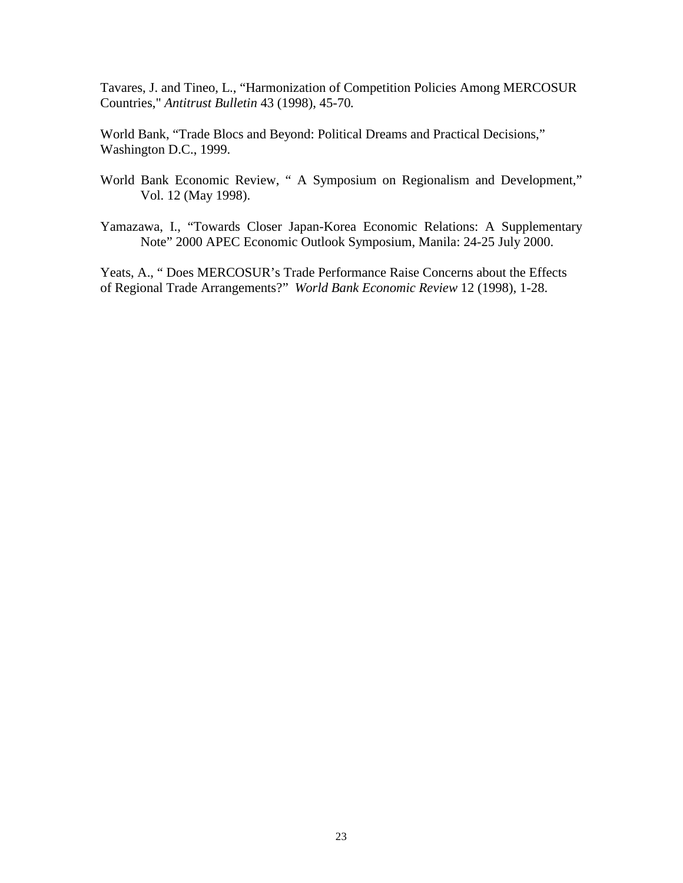Tavares, J. and Tineo, L., "Harmonization of Competition Policies Among MERCOSUR Countries," *Antitrust Bulletin* 43 (1998), 45-70.

World Bank, "Trade Blocs and Beyond: Political Dreams and Practical Decisions," Washington D.C., 1999.

World Bank Economic Review, " A Symposium on Regionalism and Development," Vol. 12 (May 1998).

Yamazawa, I., "Towards Closer Japan-Korea Economic Relations: A Supplementary Note" 2000 APEC Economic Outlook Symposium, Manila: 24-25 July 2000.

Yeats, A., " Does MERCOSUR's Trade Performance Raise Concerns about the Effects of Regional Trade Arrangements?" *World Bank Economic Review* 12 (1998), 1-28.